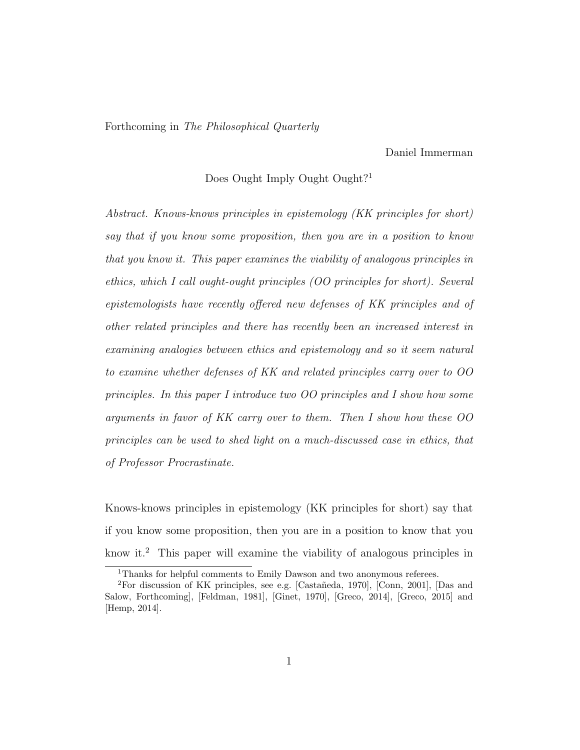Forthcoming in *The Philosophical Quarterly*

Daniel Immerman

# Does Ought Imply Ought Ought?[1]

*Abstract. Knows-knows principles in epistemology (KK principles for short) say that if you know some proposition, then you are in a position to know that you know it. This paper examines the viability of analogous principles in ethics, which I call ought-ought principles (OO principles for short). Several epistemologists have recently offered new defenses of KK principles and of other related principles and there has recently been an increased interest in examining analogies between ethics and epistemology and so it seem natural to examine whether defenses of KK and related principles carry over to OO principles. In this paper I introduce two OO principles and I show how some arguments in favor of KK carry over to them. Then I show how these OO principles can be used to shed light on a much-discussed case in ethics, that of Professor Procrastinate.*

Knows-knows principles in epistemology (KK principles for short) say that if you know some proposition, then you are in a position to know that you know it.[2] This paper will examine the viability of analogous principles in

[1] Thanks for helpful comments to Emily Dawson and two anonymous referees.

[2] For discussion of KK principles, see e.g. [Castañeda, 1970], [Conn, 2001], [Das and Salow, Forthcoming], [Feldman, 1981], [Ginet, 1970], [Greco, 2014], [Greco, 2015] and [Hemp, 2014].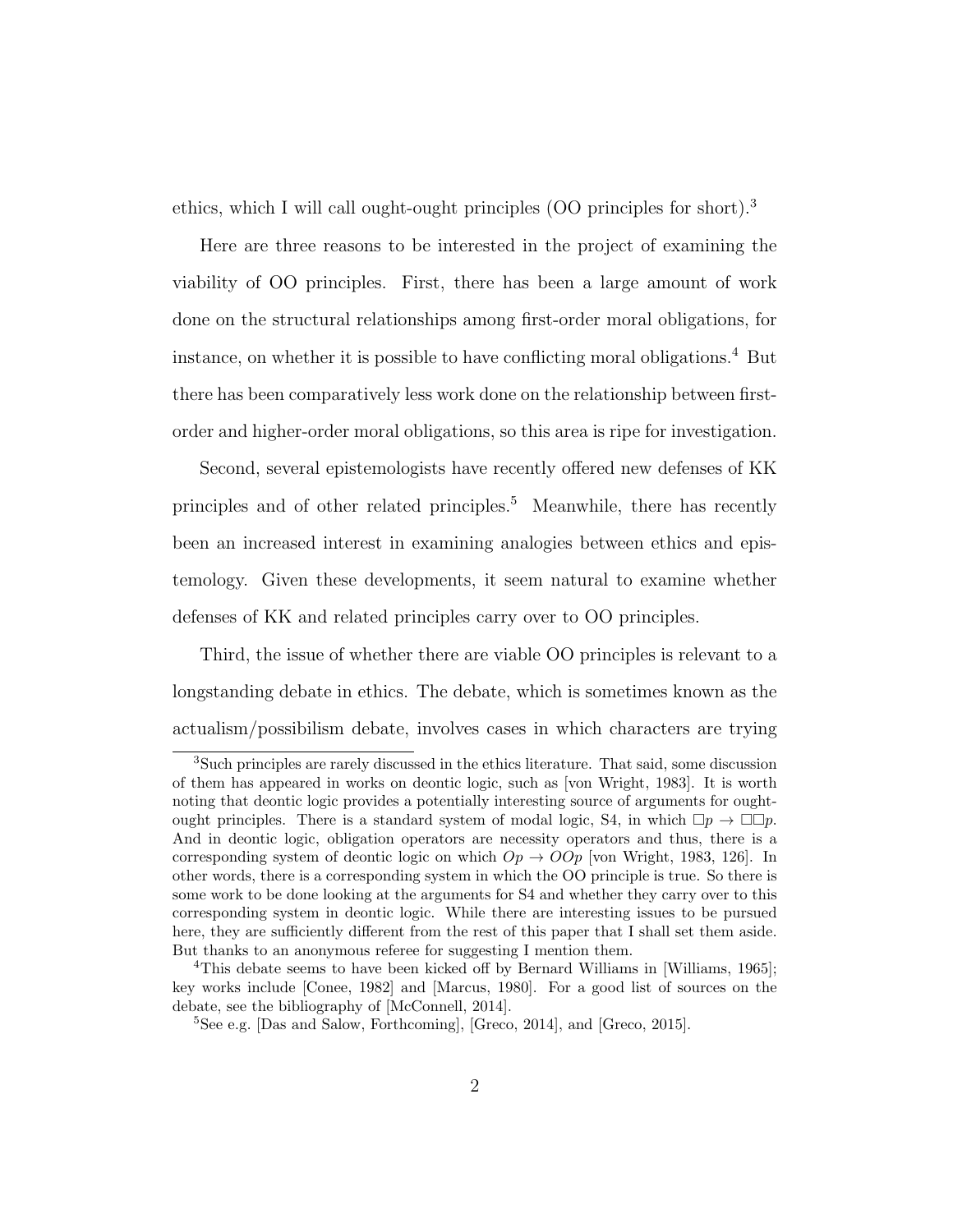ethics, which I will call ought-ought principles (OO principles for short).[3]

Here are three reasons to be interested in the project of examining the viability of OO principles. First, there has been a large amount of work done on the structural relationships among first-order moral obligations, for instance, on whether it is possible to have conflicting moral obligations.[4] But there has been comparatively less work done on the relationship between first-order and higher-order moral obligations, so this area is ripe for investigation.

Second, several epistemologists have recently offered new defenses of KK principles and of other related principles.[5] Meanwhile, there has recently been an increased interest in examining analogies between ethics and epistemology. Given these developments, it seem natural to examine whether defenses of KK and related principles carry over to OO principles.

Third, the issue of whether there are viable OO principles is relevant to a longstanding debate in ethics. The debate, which is sometimes known as the actualism/possibilism debate, involves cases in which characters are trying

---

[3] Such principles are rarely discussed in the ethics literature. That said, some discussion of them has appeared in works on deontic logic, such as [von Wright, 1983]. It is worth noting that deontic logic provides a potentially interesting source of arguments for ought-ought principles. There is a standard system of modal logic, S4, in which $\Box p \rightarrow \Box\Box p$. And in deontic logic, obligation operators are necessity operators and thus, there is a corresponding system of deontic logic on which $Op \rightarrow OOp$ [von Wright, 1983, 126]. In other words, there is a corresponding system in which the OO principle is true. So there is some work to be done looking at the arguments for S4 and whether they carry over to this corresponding system in deontic logic. While there are interesting issues to be pursued here, they are sufficiently different from the rest of this paper that I shall set them aside. But thanks to an anonymous referee for suggesting I mention them.

[4] This debate seems to have been kicked off by Bernard Williams in [Williams, 1965]; key works include [Conee, 1982] and [Marcus, 1980]. For a good list of sources on the debate, see the bibliography of [McConnell, 2014].

[5] See e.g. [Das and Salow, Forthcoming], [Greco, 2014], and [Greco, 2015].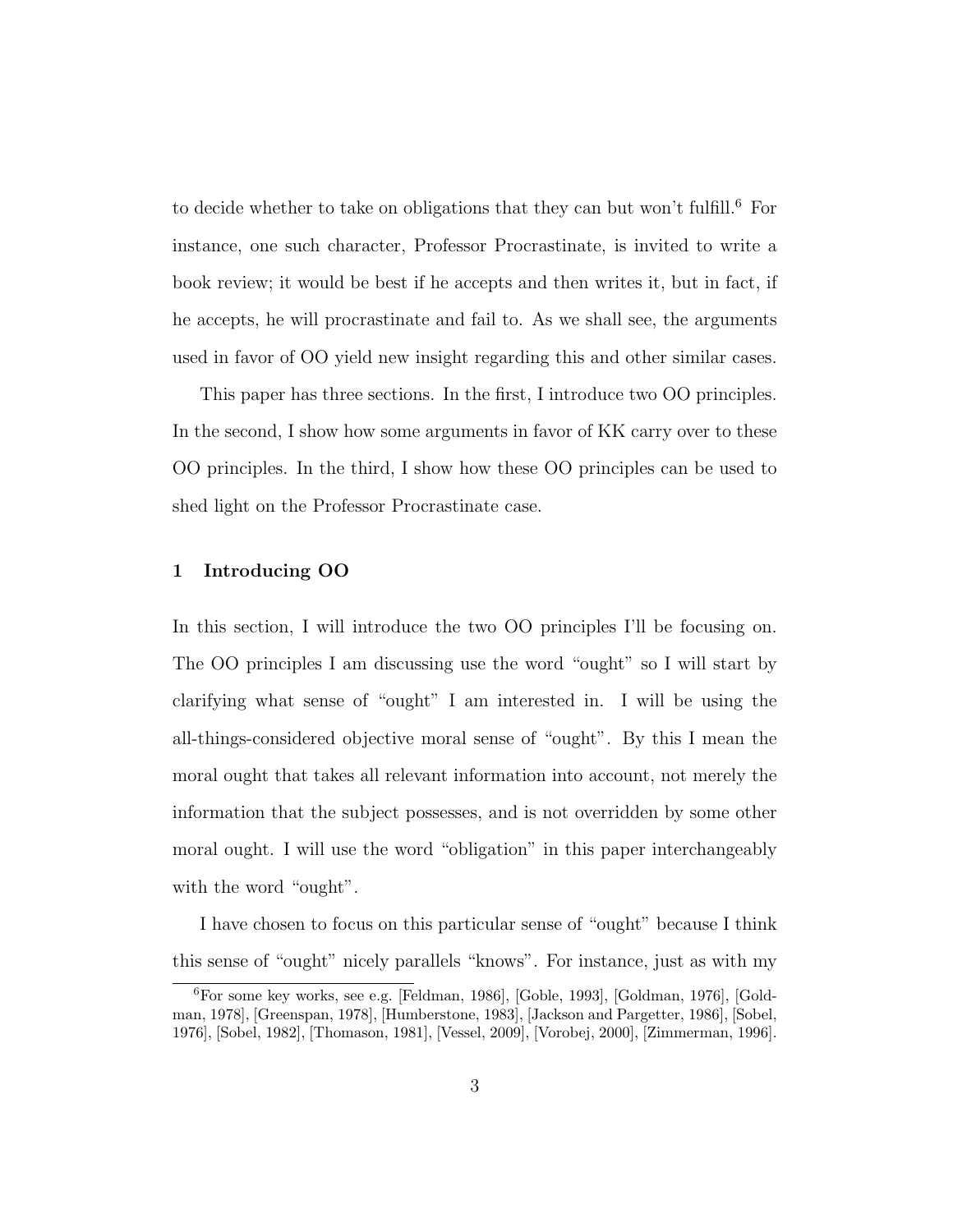to decide whether to take on obligations that they can but won't fulfill.[6] For instance, one such character, Professor Procrastinate, is invited to write a book review; it would be best if he accepts and then writes it, but in fact, if he accepts, he will procrastinate and fail to. As we shall see, the arguments used in favor of OO yield new insight regarding this and other similar cases.

This paper has three sections. In the first, I introduce two OO principles. In the second, I show how some arguments in favor of KK carry over to these OO principles. In the third, I show how these OO principles can be used to shed light on the Professor Procrastinate case.

## 1 Introducing OO

In this section, I will introduce the two OO principles I'll be focusing on. The OO principles I am discussing use the word "ought" so I will start by clarifying what sense of "ought" I am interested in. I will be using the all-things-considered objective moral sense of "ought". By this I mean the moral ought that takes all relevant information into account, not merely the information that the subject possesses, and is not overridden by some other moral ought. I will use the word "obligation" in this paper interchangeably with the word "ought".

I have chosen to focus on this particular sense of "ought" because I think this sense of "ought" nicely parallels "knows". For instance, just as with my

[6] For some key works, see e.g. [Feldman, 1986], [Goble, 1993], [Goldman, 1976], [Goldman, 1978], [Greenspan, 1978], [Humberstone, 1983], [Jackson and Pargetter, 1986], [Sobel, 1976], [Sobel, 1982], [Thomason, 1981], [Vessel, 2009], [Vorobej, 2000], [Zimmerman, 1996].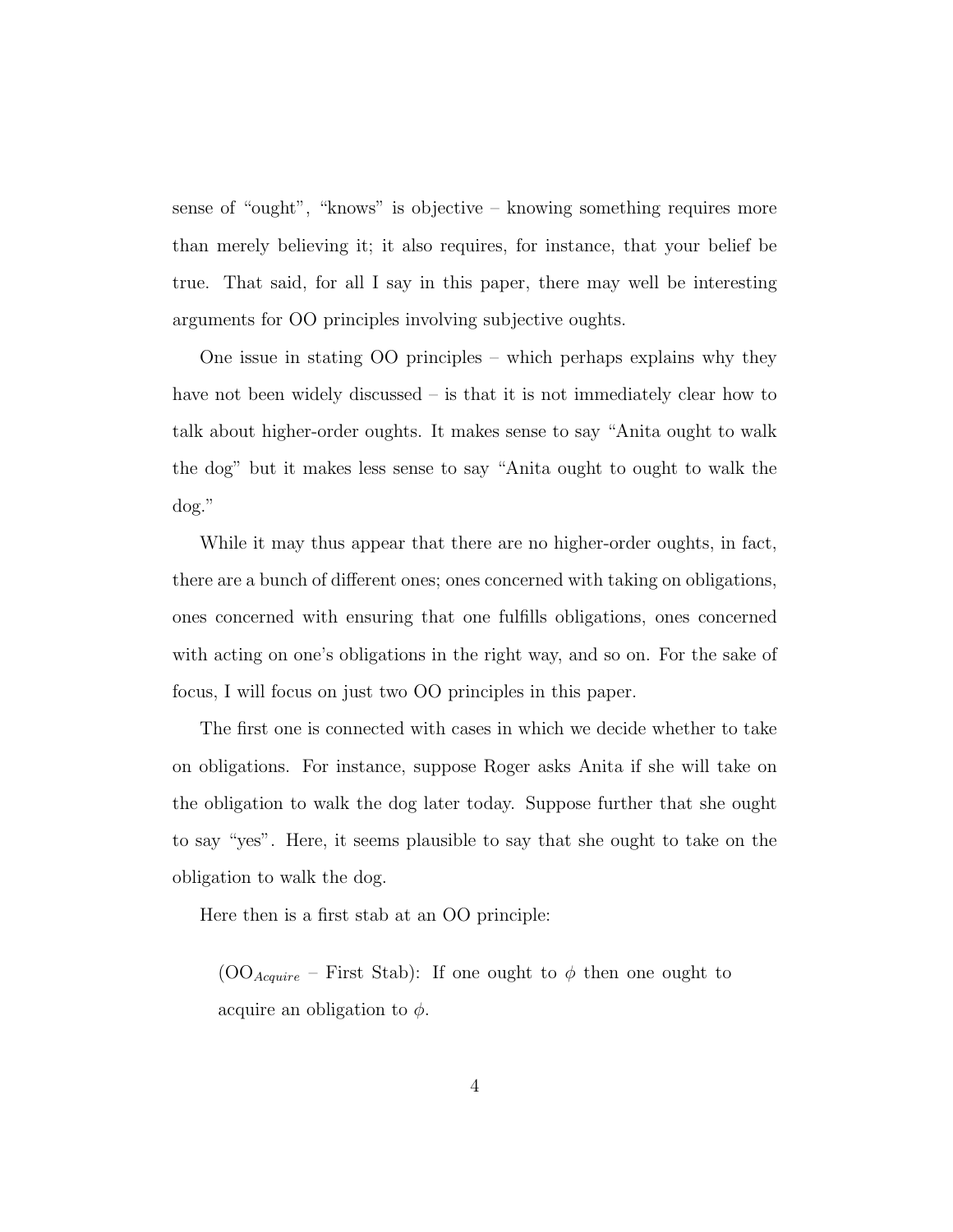sense of "ought", "knows" is objective – knowing something requires more than merely believing it; it also requires, for instance, that your belief be true. That said, for all I say in this paper, there may well be interesting arguments for OO principles involving subjective oughts.

One issue in stating OO principles – which perhaps explains why they have not been widely discussed – is that it is not immediately clear how to talk about higher-order oughts. It makes sense to say "Anita ought to walk the dog" but it makes less sense to say "Anita ought to ought to walk the dog."

While it may thus appear that there are no higher-order oughts, in fact, there are a bunch of different ones; ones concerned with taking on obligations, ones concerned with ensuring that one fulfills obligations, ones concerned with acting on one's obligations in the right way, and so on. For the sake of focus, I will focus on just two OO principles in this paper.

The first one is connected with cases in which we decide whether to take on obligations. For instance, suppose Roger asks Anita if she will take on the obligation to walk the dog later today. Suppose further that she ought to say "yes". Here, it seems plausible to say that she ought to take on the obligation to walk the dog.

Here then is a first stab at an OO principle:

> ($OO_{Acquire}$ – First Stab): If one ought to $\phi$ then one ought to acquire an obligation to $\phi$.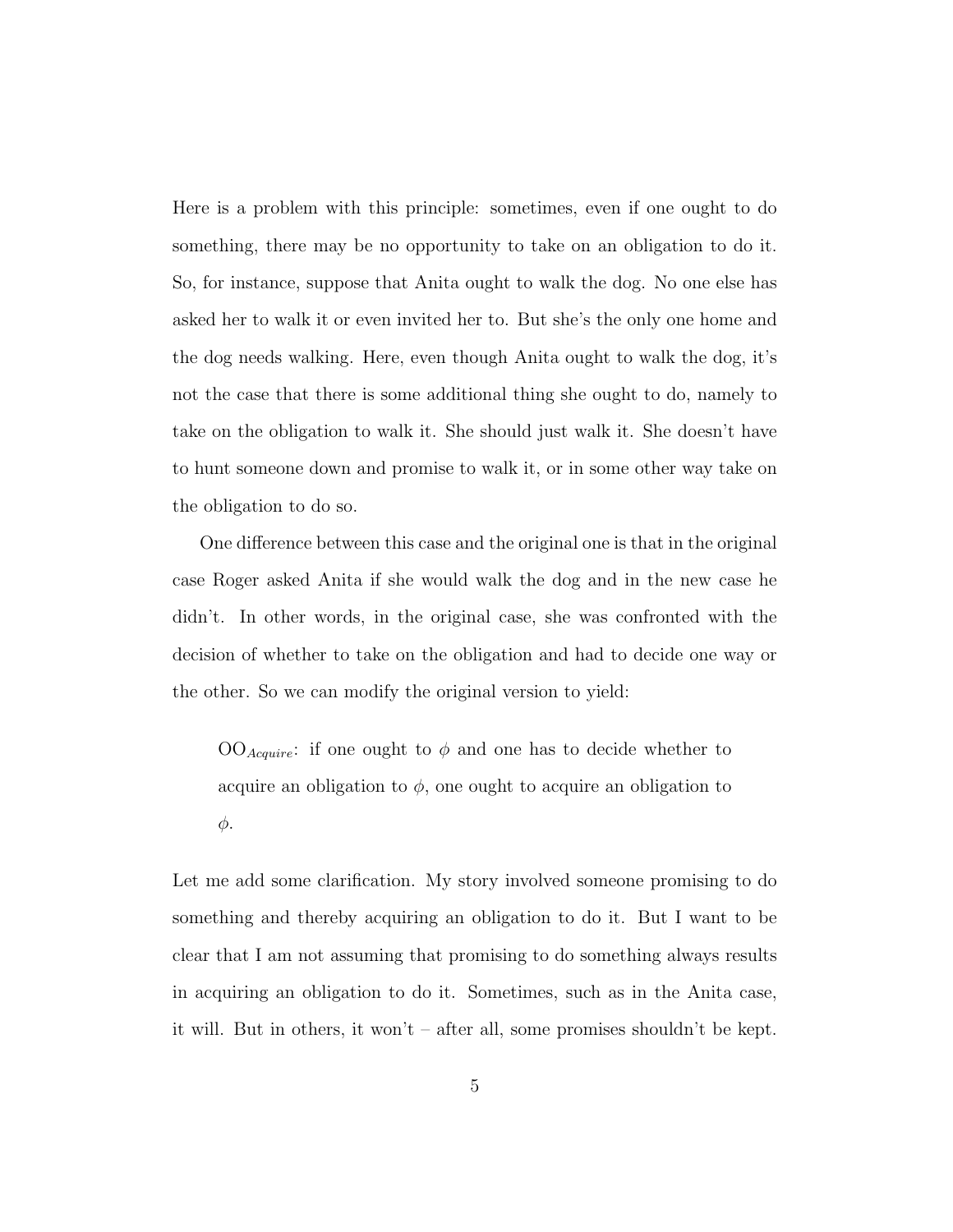Here is a problem with this principle: sometimes, even if one ought to do something, there may be no opportunity to take on an obligation to do it. So, for instance, suppose that Anita ought to walk the dog. No one else has asked her to walk it or even invited her to. But she's the only one home and the dog needs walking. Here, even though Anita ought to walk the dog, it's not the case that there is some additional thing she ought to do, namely to take on the obligation to walk it. She should just walk it. She doesn't have to hunt someone down and promise to walk it, or in some other way take on the obligation to do so.

One difference between this case and the original one is that in the original case Roger asked Anita if she would walk the dog and in the new case he didn't. In other words, in the original case, she was confronted with the decision of whether to take on the obligation and had to decide one way or the other. So we can modify the original version to yield:

> $\text{OO}_{Acquire}$: if one ought to $\phi$ and one has to decide whether to acquire an obligation to $\phi$, one ought to acquire an obligation to $\phi$.

Let me add some clarification. My story involved someone promising to do something and thereby acquiring an obligation to do it. But I want to be clear that I am not assuming that promising to do something always results in acquiring an obligation to do it. Sometimes, such as in the Anita case, it will. But in others, it won't – after all, some promises shouldn't be kept.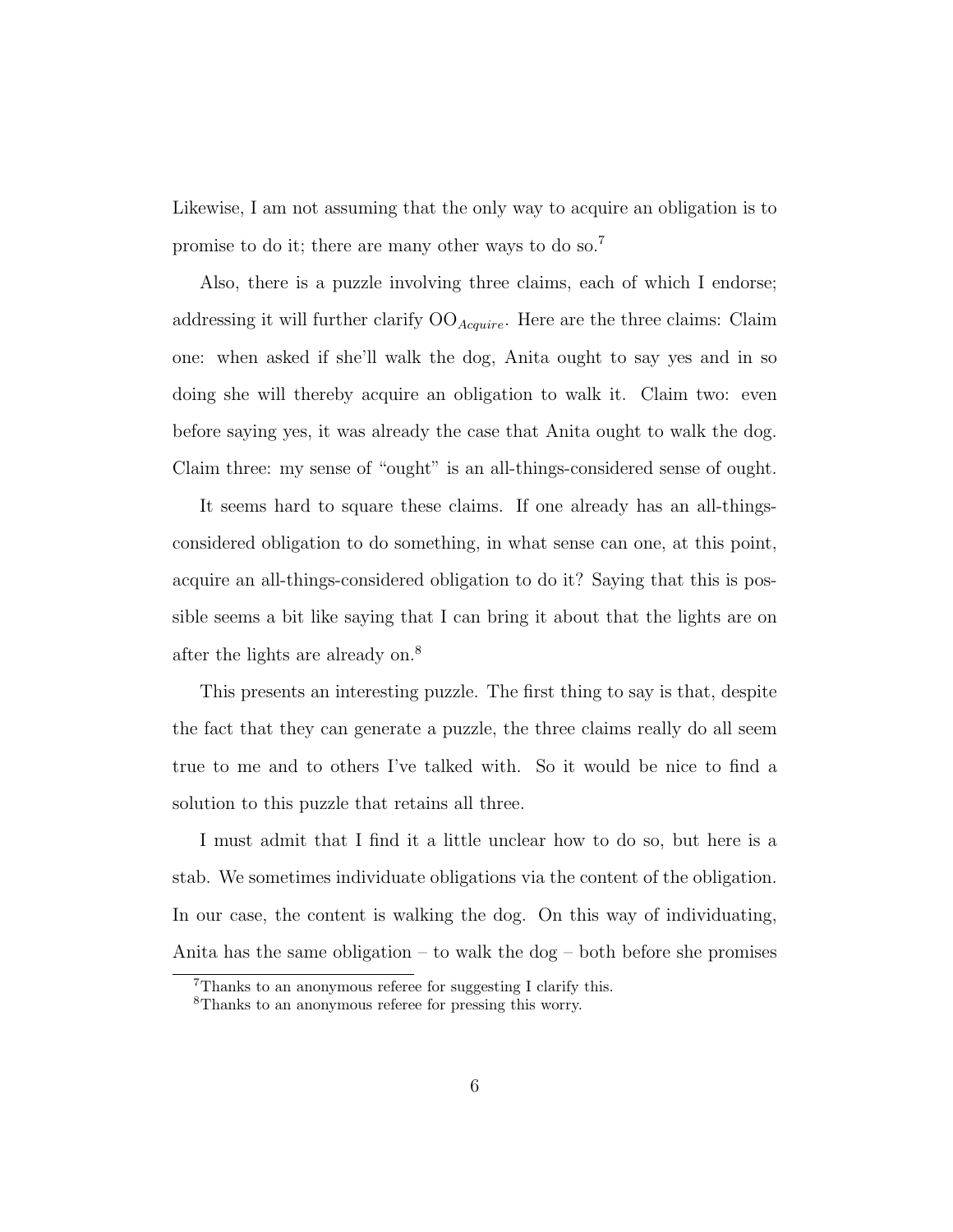Likewise, I am not assuming that the only way to acquire an obligation is to promise to do it; there are many other ways to do so.[7]

Also, there is a puzzle involving three claims, each of which I endorse; addressing it will further clarify $\text{OO}_{Acquire}$. Here are the three claims: Claim one: when asked if she'll walk the dog, Anita ought to say yes and in so doing she will thereby acquire an obligation to walk it. Claim two: even before saying yes, it was already the case that Anita ought to walk the dog. Claim three: my sense of "ought" is an all-things-considered sense of ought.

It seems hard to square these claims. If one already has an all-things-considered obligation to do something, in what sense can one, at this point, acquire an all-things-considered obligation to do it? Saying that this is possible seems a bit like saying that I can bring it about that the lights are on after the lights are already on.[8]

This presents an interesting puzzle. The first thing to say is that, despite the fact that they can generate a puzzle, the three claims really do all seem true to me and to others I've talked with. So it would be nice to find a solution to this puzzle that retains all three.

I must admit that I find it a little unclear how to do so, but here is a stab. We sometimes individuate obligations via the content of the obligation. In our case, the content is walking the dog. On this way of individuating, Anita has the same obligation – to walk the dog – both before she promises

[7] Thanks to an anonymous referee for suggesting I clarify this.

[8] Thanks to an anonymous referee for pressing this worry.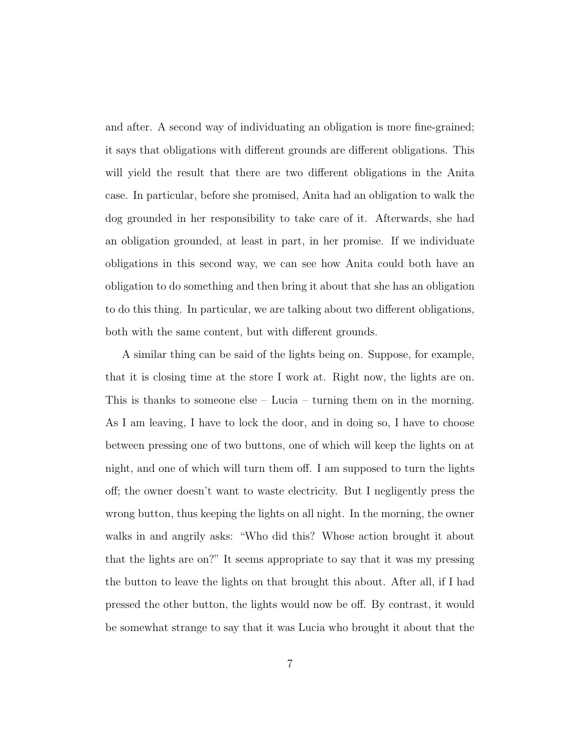and after. A second way of individuating an obligation is more fine-grained; it says that obligations with different grounds are different obligations. This will yield the result that there are two different obligations in the Anita case. In particular, before she promised, Anita had an obligation to walk the dog grounded in her responsibility to take care of it. Afterwards, she had an obligation grounded, at least in part, in her promise. If we individuate obligations in this second way, we can see how Anita could both have an obligation to do something and then bring it about that she has an obligation to do this thing. In particular, we are talking about two different obligations, both with the same content, but with different grounds.

A similar thing can be said of the lights being on. Suppose, for example, that it is closing time at the store I work at. Right now, the lights are on. This is thanks to someone else – Lucia – turning them on in the morning. As I am leaving, I have to lock the door, and in doing so, I have to choose between pressing one of two buttons, one of which will keep the lights on at night, and one of which will turn them off. I am supposed to turn the lights off; the owner doesn't want to waste electricity. But I negligently press the wrong button, thus keeping the lights on all night. In the morning, the owner walks in and angrily asks: "Who did this? Whose action brought it about that the lights are on?" It seems appropriate to say that it was my pressing the button to leave the lights on that brought this about. After all, if I had pressed the other button, the lights would now be off. By contrast, it would be somewhat strange to say that it was Lucia who brought it about that the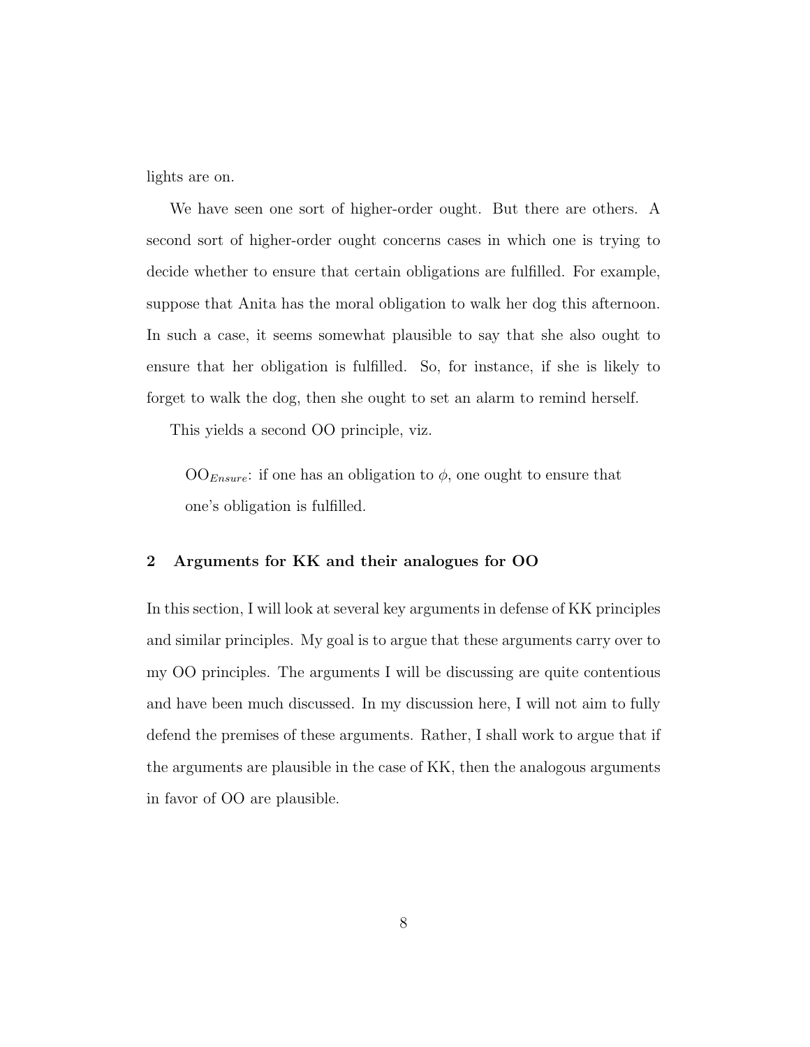lights are on.

We have seen one sort of higher-order ought. But there are others. A second sort of higher-order ought concerns cases in which one is trying to decide whether to ensure that certain obligations are fulfilled. For example, suppose that Anita has the moral obligation to walk her dog this afternoon. In such a case, it seems somewhat plausible to say that she also ought to ensure that her obligation is fulfilled. So, for instance, if she is likely to forget to walk the dog, then she ought to set an alarm to remind herself.

This yields a second OO principle, viz.

> $\text{OO}_{Ensure}$: if one has an obligation to $\phi$, one ought to ensure that one's obligation is fulfilled.

## 2 Arguments for KK and their analogues for OO

In this section, I will look at several key arguments in defense of KK principles and similar principles. My goal is to argue that these arguments carry over to my OO principles. The arguments I will be discussing are quite contentious and have been much discussed. In my discussion here, I will not aim to fully defend the premises of these arguments. Rather, I shall work to argue that if the arguments are plausible in the case of KK, then the analogous arguments in favor of OO are plausible.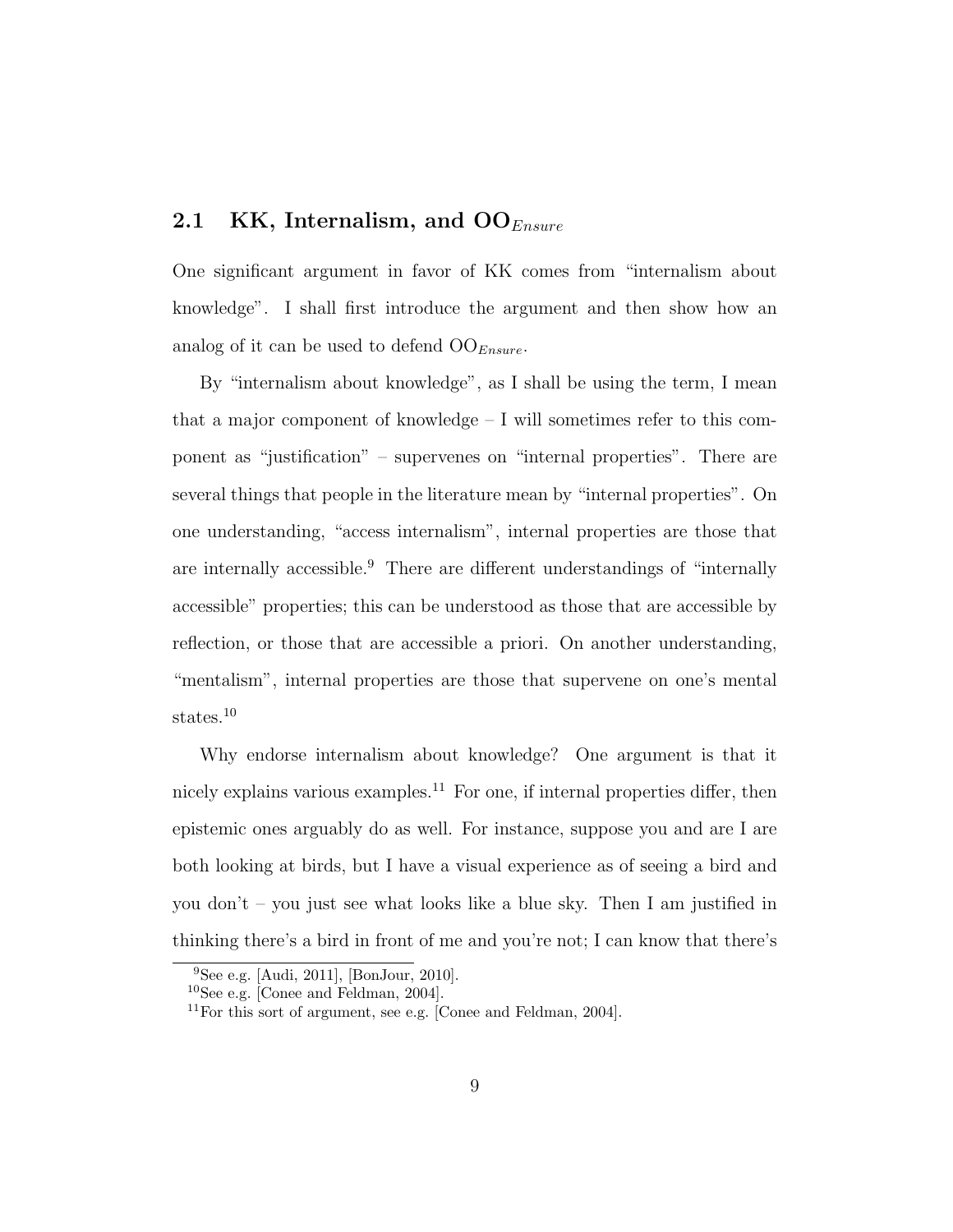## 2.1 KK, Internalism, and $\text{OO}_{Ensure}$

One significant argument in favor of KK comes from "internalism about knowledge". I shall first introduce the argument and then show how an analog of it can be used to defend $\text{OO}_{Ensure}$.

By "internalism about knowledge", as I shall be using the term, I mean that a major component of knowledge – I will sometimes refer to this component as "justification" – supervenes on "internal properties". There are several things that people in the literature mean by "internal properties". On one understanding, "access internalism", internal properties are those that are internally accessible.[9] There are different understandings of "internally accessible" properties; this can be understood as those that are accessible by reflection, or those that are accessible a priori. On another understanding, "mentalism", internal properties are those that supervene on one's mental states.[10]

Why endorse internalism about knowledge? One argument is that it nicely explains various examples.[11] For one, if internal properties differ, then epistemic ones arguably do as well. For instance, suppose you and are I are both looking at birds, but I have a visual experience as of seeing a bird and you don't – you just see what looks like a blue sky. Then I am justified in thinking there's a bird in front of me and you're not; I can know that there's

[9] See e.g. [Audi, 2011], [BonJour, 2010].

[10] See e.g. [Conee and Feldman, 2004].

[11] For this sort of argument, see e.g. [Conee and Feldman, 2004].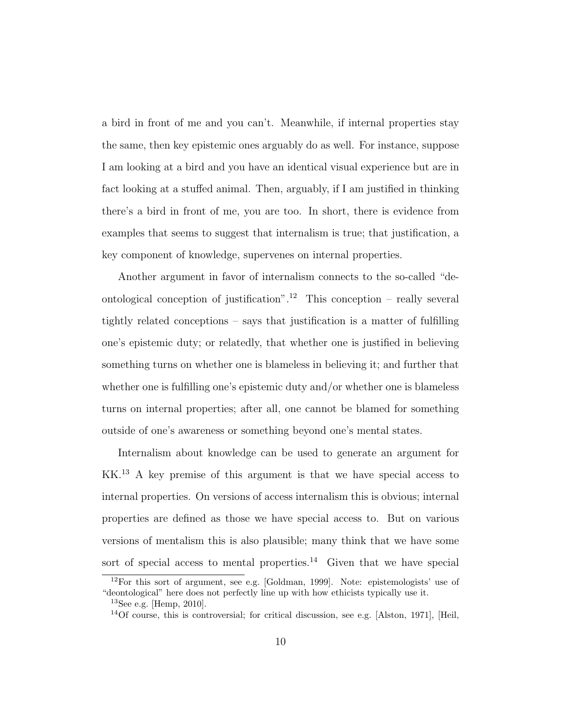a bird in front of me and you can't. Meanwhile, if internal properties stay the same, then key epistemic ones arguably do as well. For instance, suppose I am looking at a bird and you have an identical visual experience but are in fact looking at a stuffed animal. Then, arguably, if I am justified in thinking there's a bird in front of me, you are too. In short, there is evidence from examples that seems to suggest that internalism is true; that justification, a key component of knowledge, supervenes on internal properties.

Another argument in favor of internalism connects to the so-called "deontological conception of justification".[12] This conception – really several tightly related conceptions – says that justification is a matter of fulfilling one's epistemic duty; or relatedly, that whether one is justified in believing something turns on whether one is blameless in believing it; and further that whether one is fulfilling one's epistemic duty and/or whether one is blameless turns on internal properties; after all, one cannot be blamed for something outside of one's awareness or something beyond one's mental states.

Internalism about knowledge can be used to generate an argument for KK.[13] A key premise of this argument is that we have special access to internal properties. On versions of access internalism this is obvious; internal properties are defined as those we have special access to. But on various versions of mentalism this is also plausible; many think that we have some sort of special access to mental properties.[14] Given that we have special

[12] For this sort of argument, see e.g. [Goldman, 1999]. Note: epistemologists' use of "deontological" here does not perfectly line up with how ethicists typically use it.

[13] See e.g. [Hemp, 2010].

[14] Of course, this is controversial; for critical discussion, see e.g. [Alston, 1971], [Heil,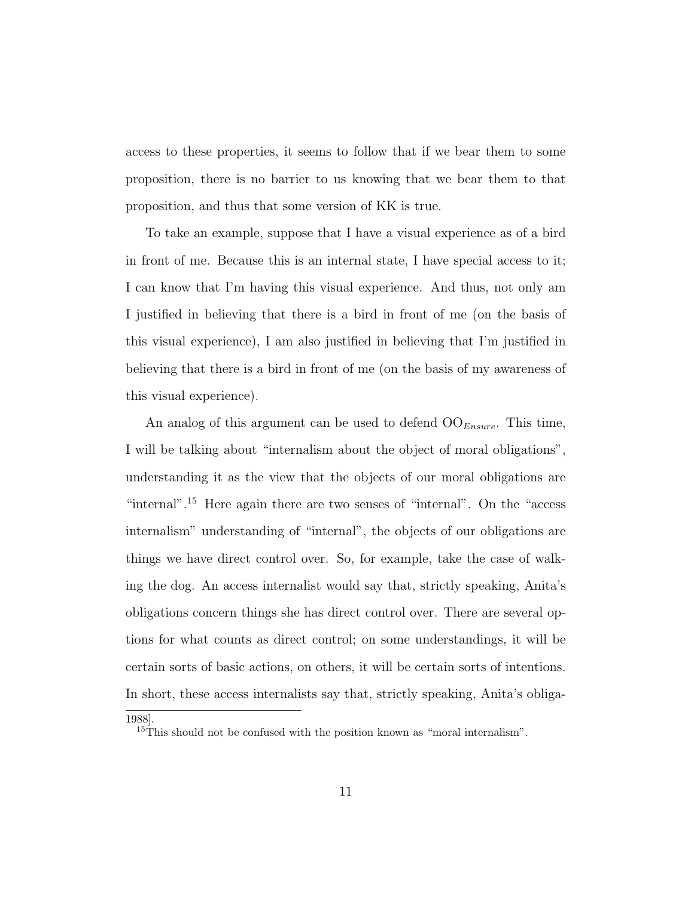access to these properties, it seems to follow that if we bear them to some proposition, there is no barrier to us knowing that we bear them to that proposition, and thus that some version of KK is true.

To take an example, suppose that I have a visual experience as of a bird in front of me. Because this is an internal state, I have special access to it; I can know that I'm having this visual experience. And thus, not only am I justified in believing that there is a bird in front of me (on the basis of this visual experience), I am also justified in believing that I'm justified in believing that there is a bird in front of me (on the basis of my awareness of this visual experience).

An analog of this argument can be used to defend $OO_{Ensure}$. This time, I will be talking about "internalism about the object of moral obligations", understanding it as the view that the objects of our moral obligations are "internal".[15] Here again there are two senses of "internal". On the "access internalism" understanding of "internal", the objects of our obligations are things we have direct control over. So, for example, take the case of walking the dog. An access internalist would say that, strictly speaking, Anita's obligations concern things she has direct control over. There are several options for what counts as direct control; on some understandings, it will be certain sorts of basic actions, on others, it will be certain sorts of intentions. In short, these access internalists say that, strictly speaking, Anita's obliga-

1988].

[15] This should not be confused with the position known as "moral internalism".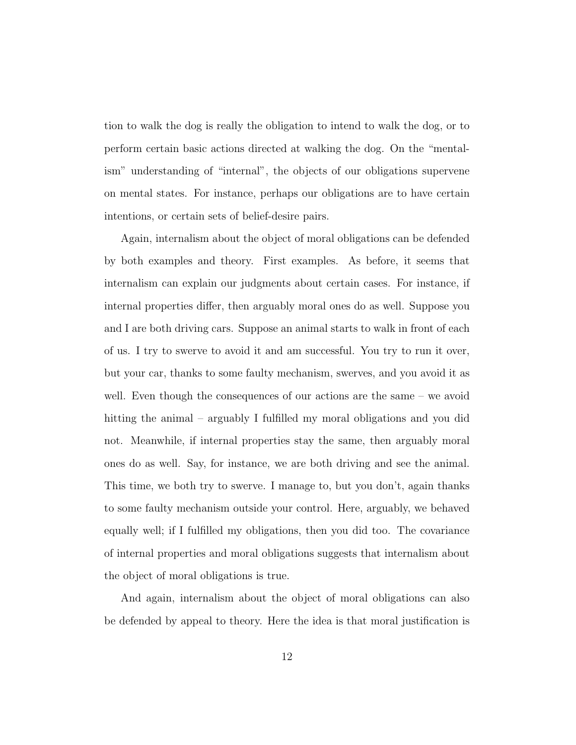tion to walk the dog is really the obligation to intend to walk the dog, or to perform certain basic actions directed at walking the dog. On the "mentalism" understanding of "internal", the objects of our obligations supervene on mental states. For instance, perhaps our obligations are to have certain intentions, or certain sets of belief-desire pairs.

Again, internalism about the object of moral obligations can be defended by both examples and theory. First examples. As before, it seems that internalism can explain our judgments about certain cases. For instance, if internal properties differ, then arguably moral ones do as well. Suppose you and I are both driving cars. Suppose an animal starts to walk in front of each of us. I try to swerve to avoid it and am successful. You try to run it over, but your car, thanks to some faulty mechanism, swerves, and you avoid it as well. Even though the consequences of our actions are the same – we avoid hitting the animal – arguably I fulfilled my moral obligations and you did not. Meanwhile, if internal properties stay the same, then arguably moral ones do as well. Say, for instance, we are both driving and see the animal. This time, we both try to swerve. I manage to, but you don't, again thanks to some faulty mechanism outside your control. Here, arguably, we behaved equally well; if I fulfilled my obligations, then you did too. The covariance of internal properties and moral obligations suggests that internalism about the object of moral obligations is true.

And again, internalism about the object of moral obligations can also be defended by appeal to theory. Here the idea is that moral justification is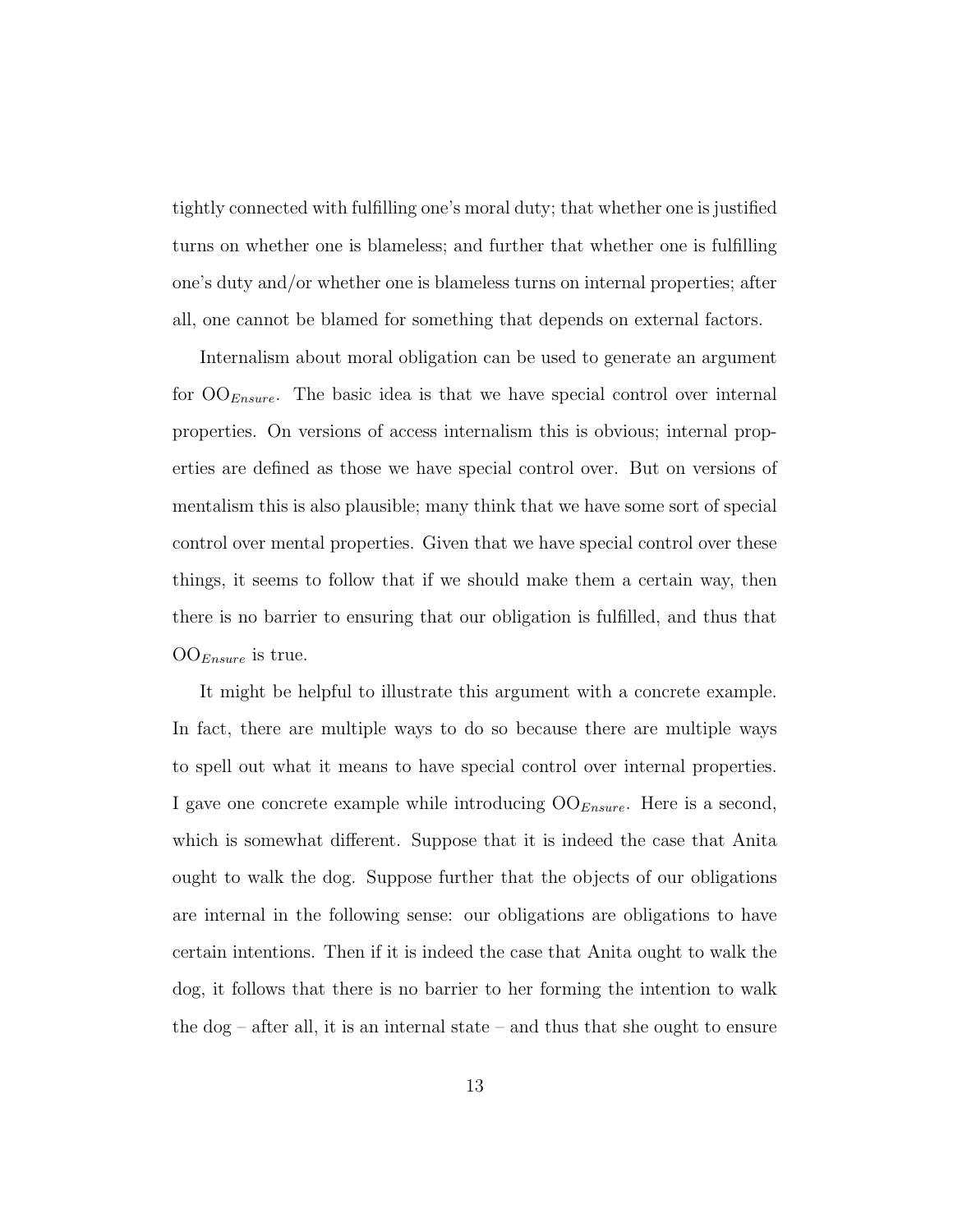tightly connected with fulfilling one's moral duty; that whether one is justified turns on whether one is blameless; and further that whether one is fulfilling one's duty and/or whether one is blameless turns on internal properties; after all, one cannot be blamed for something that depends on external factors.

Internalism about moral obligation can be used to generate an argument for $\mathrm{OO}_{Ensure}$. The basic idea is that we have special control over internal properties. On versions of access internalism this is obvious; internal properties are defined as those we have special control over. But on versions of mentalism this is also plausible; many think that we have some sort of special control over mental properties. Given that we have special control over these things, it seems to follow that if we should make them a certain way, then there is no barrier to ensuring that our obligation is fulfilled, and thus that $\mathrm{OO}_{Ensure}$ is true.

It might be helpful to illustrate this argument with a concrete example. In fact, there are multiple ways to do so because there are multiple ways to spell out what it means to have special control over internal properties. I gave one concrete example while introducing $\mathrm{OO}_{Ensure}$. Here is a second, which is somewhat different. Suppose that it is indeed the case that Anita ought to walk the dog. Suppose further that the objects of our obligations are internal in the following sense: our obligations are obligations to have certain intentions. Then if it is indeed the case that Anita ought to walk the dog, it follows that there is no barrier to her forming the intention to walk the dog – after all, it is an internal state – and thus that she ought to ensure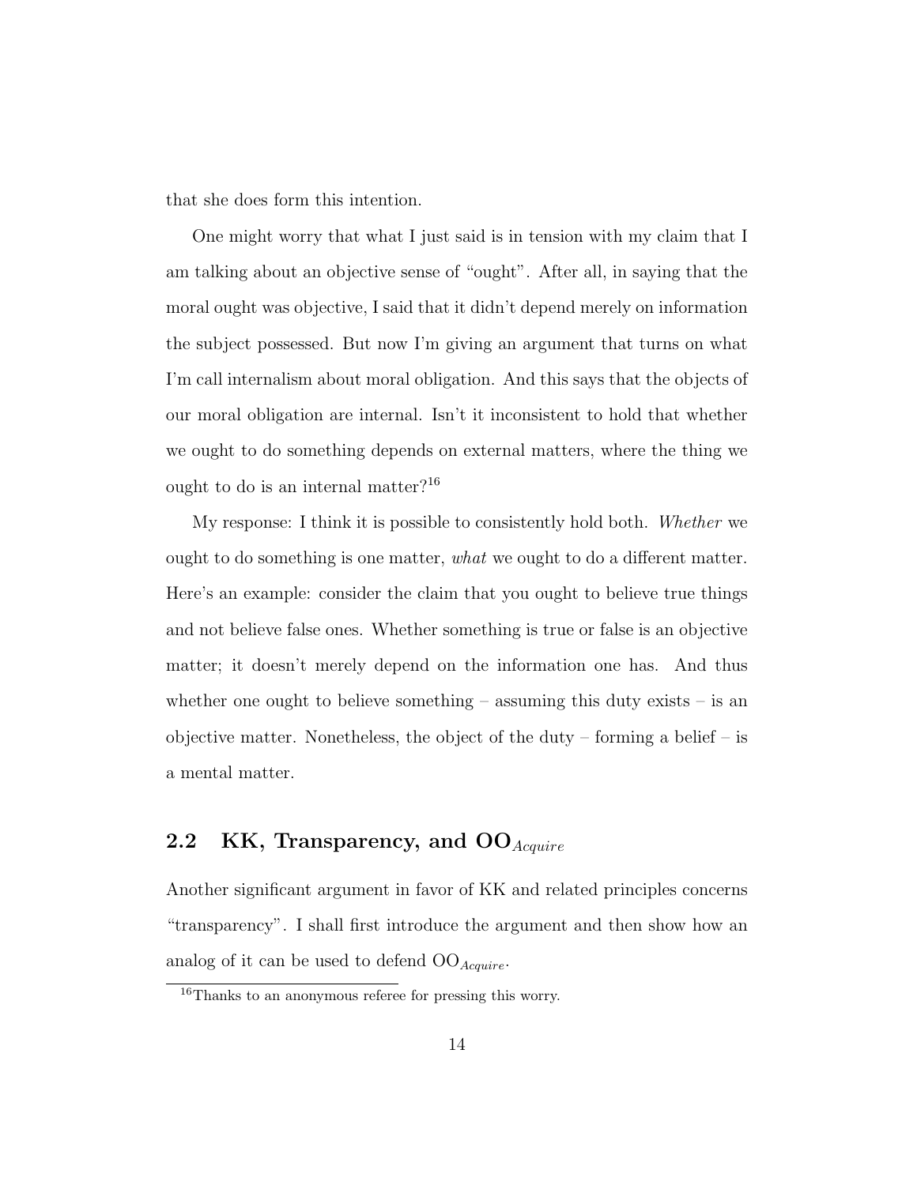that she does form this intention.

One might worry that what I just said is in tension with my claim that I am talking about an objective sense of "ought". After all, in saying that the moral ought was objective, I said that it didn't depend merely on information the subject possessed. But now I'm giving an argument that turns on what I'm call internalism about moral obligation. And this says that the objects of our moral obligation are internal. Isn't it inconsistent to hold that whether we ought to do something depends on external matters, where the thing we ought to do is an internal matter?[16]

My response: I think it is possible to consistently hold both. *Whether* we ought to do something is one matter, *what* we ought to do a different matter. Here's an example: consider the claim that you ought to believe true things and not believe false ones. Whether something is true or false is an objective matter; it doesn't merely depend on the information one has. And thus whether one ought to believe something – assuming this duty exists – is an objective matter. Nonetheless, the object of the duty – forming a belief – is a mental matter.

## 2.2 KK, Transparency, and $\text{OO}_{Acquire}$

Another significant argument in favor of KK and related principles concerns "transparency". I shall first introduce the argument and then show how an analog of it can be used to defend $\text{OO}_{Acquire}$.

[16] Thanks to an anonymous referee for pressing this worry.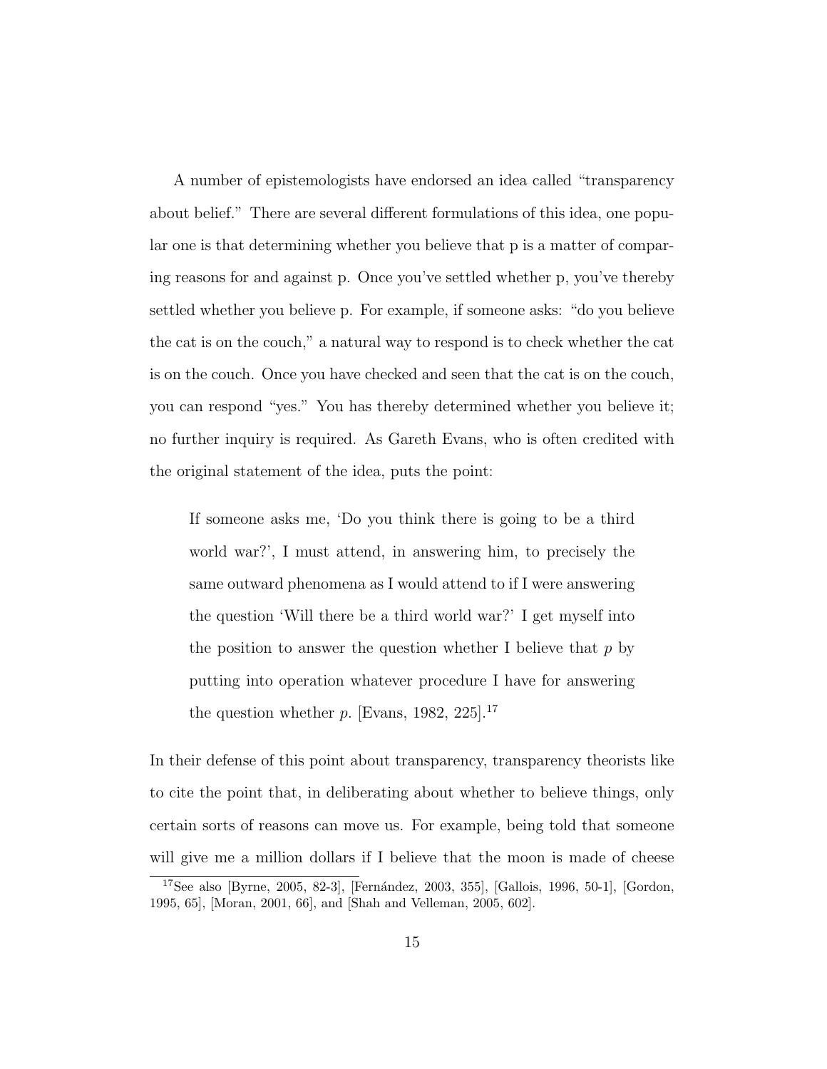A number of epistemologists have endorsed an idea called "transparency about belief." There are several different formulations of this idea, one popular one is that determining whether you believe that p is a matter of comparing reasons for and against p. Once you've settled whether p, you've thereby settled whether you believe p. For example, if someone asks: "do you believe the cat is on the couch," a natural way to respond is to check whether the cat is on the couch. Once you have checked and seen that the cat is on the couch, you can respond "yes." You has thereby determined whether you believe it; no further inquiry is required. As Gareth Evans, who is often credited with the original statement of the idea, puts the point:

> If someone asks me, 'Do you think there is going to be a third world war?', I must attend, in answering him, to precisely the same outward phenomena as I would attend to if I were answering the question 'Will there be a third world war?' I get myself into the position to answer the question whether I believe that *p* by putting into operation whatever procedure I have for answering the question whether *p*. [Evans, 1982, 225].[17]

In their defense of this point about transparency, transparency theorists like to cite the point that, in deliberating about whether to believe things, only certain sorts of reasons can move us. For example, being told that someone will give me a million dollars if I believe that the moon is made of cheese

[17] See also [Byrne, 2005, 82-3], [Fernández, 2003, 355], [Gallois, 1996, 50-1], [Gordon, 1995, 65], [Moran, 2001, 66], and [Shah and Velleman, 2005, 602].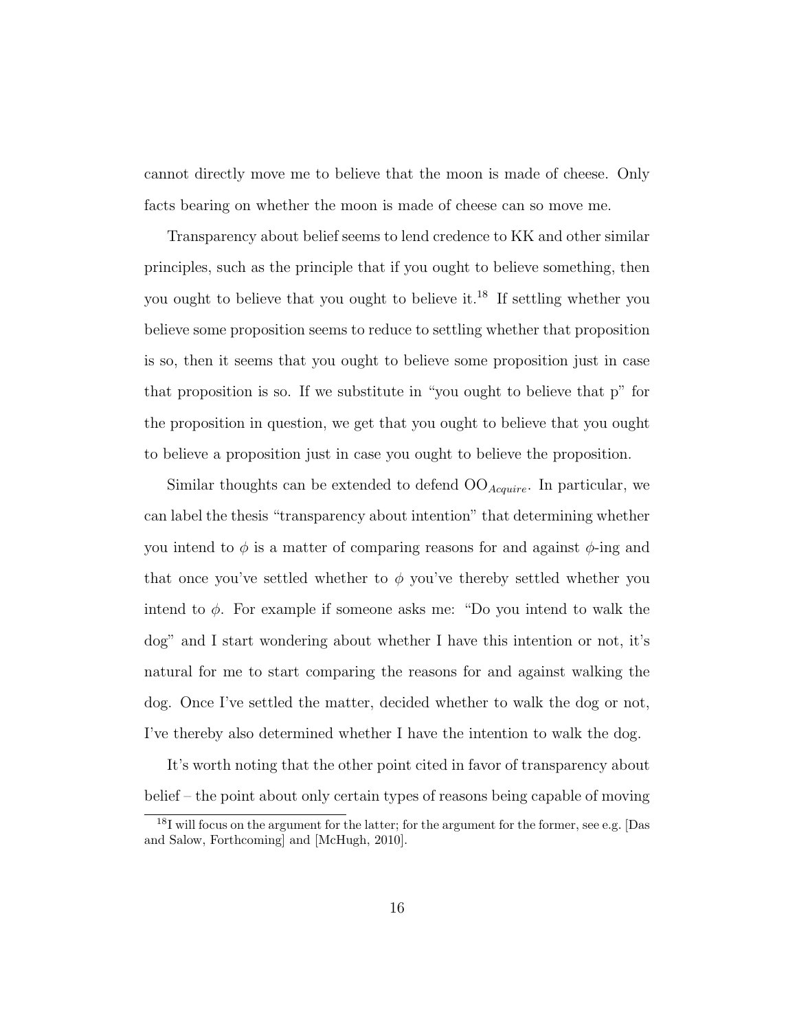cannot directly move me to believe that the moon is made of cheese. Only facts bearing on whether the moon is made of cheese can so move me.

Transparency about belief seems to lend credence to KK and other similar principles, such as the principle that if you ought to believe something, then you ought to believe that you ought to believe it.[18] If settling whether you believe some proposition seems to reduce to settling whether that proposition is so, then it seems that you ought to believe some proposition just in case that proposition is so. If we substitute in "you ought to believe that p" for the proposition in question, we get that you ought to believe that you ought to believe a proposition just in case you ought to believe the proposition.

Similar thoughts can be extended to defend $\mathrm{OO}_{Acquire}$. In particular, we can label the thesis "transparency about intention" that determining whether you intend to $\phi$ is a matter of comparing reasons for and against $\phi$-ing and that once you've settled whether to $\phi$ you've thereby settled whether you intend to $\phi$. For example if someone asks me: "Do you intend to walk the dog" and I start wondering about whether I have this intention or not, it's natural for me to start comparing the reasons for and against walking the dog. Once I've settled the matter, decided whether to walk the dog or not, I've thereby also determined whether I have the intention to walk the dog.

It's worth noting that the other point cited in favor of transparency about belief – the point about only certain types of reasons being capable of moving

[18] I will focus on the argument for the latter; for the argument for the former, see e.g. [Das and Salow, Forthcoming] and [McHugh, 2010].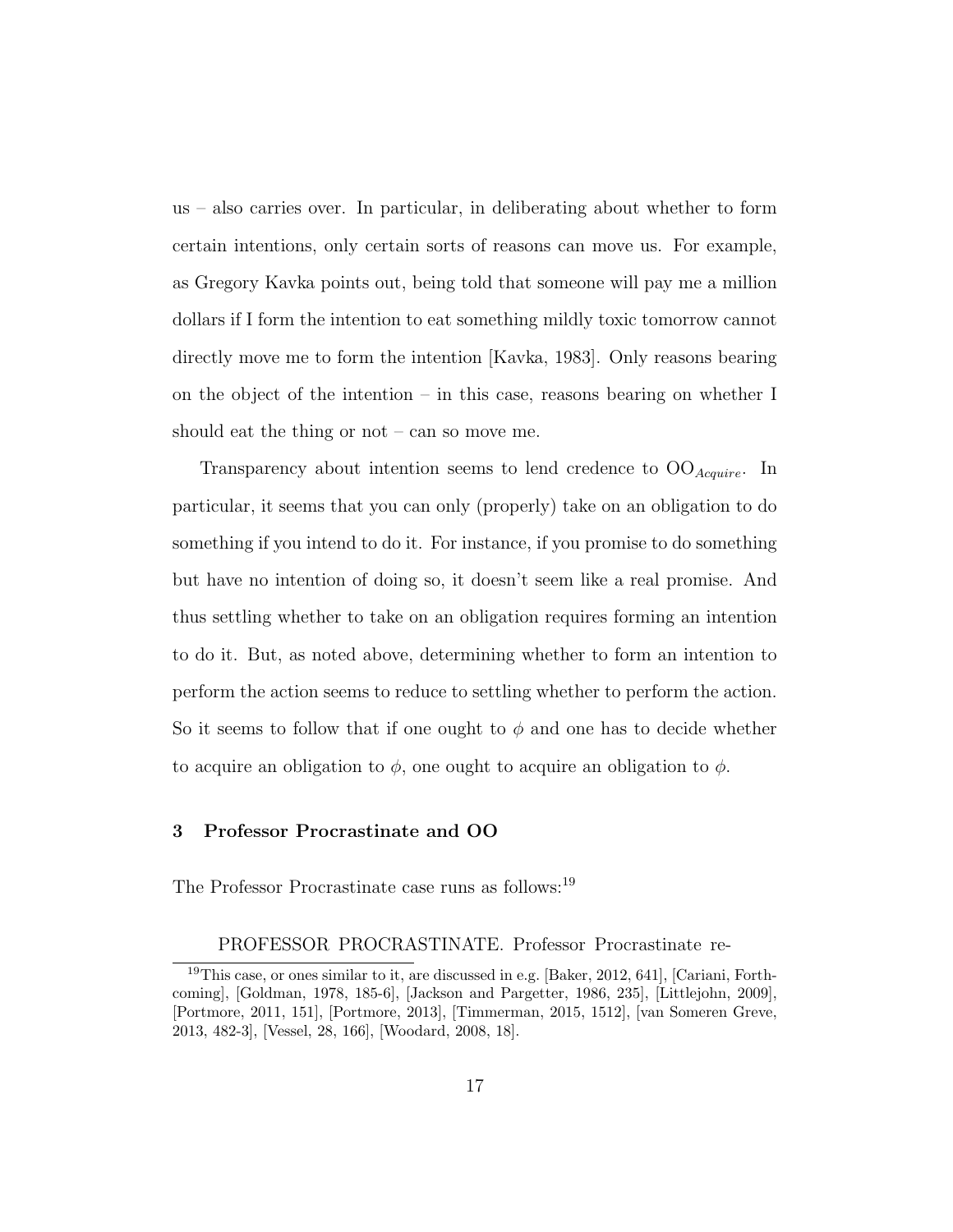us – also carries over. In particular, in deliberating about whether to form certain intentions, only certain sorts of reasons can move us. For example, as Gregory Kavka points out, being told that someone will pay me a million dollars if I form the intention to eat something mildly toxic tomorrow cannot directly move me to form the intention [Kavka, 1983]. Only reasons bearing on the object of the intention – in this case, reasons bearing on whether I should eat the thing or not – can so move me.

Transparency about intention seems to lend credence to $\text{OO}_{Acquire}$. In particular, it seems that you can only (properly) take on an obligation to do something if you intend to do it. For instance, if you promise to do something but have no intention of doing so, it doesn't seem like a real promise. And thus settling whether to take on an obligation requires forming an intention to do it. But, as noted above, determining whether to form an intention to perform the action seems to reduce to settling whether to perform the action. So it seems to follow that if one ought to $\phi$ and one has to decide whether to acquire an obligation to $\phi$, one ought to acquire an obligation to $\phi$.

## 3 Professor Procrastinate and OO

The Professor Procrastinate case runs as follows:[19]

PROFESSOR PROCRASTINATE. Professor Procrastinate re-

[19]This case, or ones similar to it, are discussed in e.g. [Baker, 2012, 641], [Cariani, Forthcoming], [Goldman, 1978, 185-6], [Jackson and Pargetter, 1986, 235], [Littlejohn, 2009], [Portmore, 2011, 151], [Portmore, 2013], [Timmerman, 2015, 1512], [van Someren Greve, 2013, 482-3], [Vessel, 28, 166], [Woodard, 2008, 18].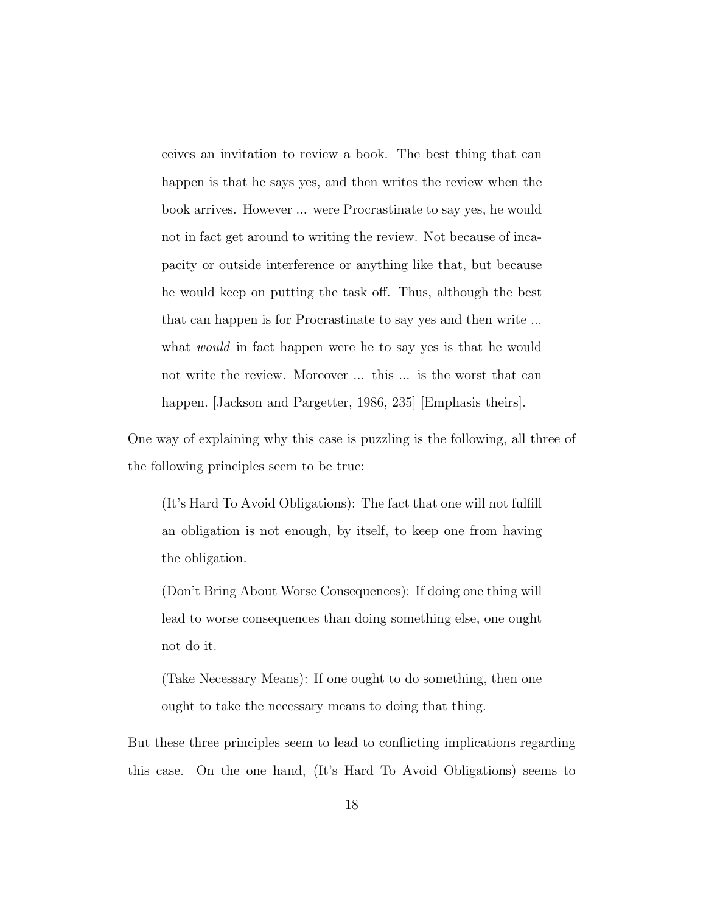> ceives an invitation to review a book. The best thing that can happen is that he says yes, and then writes the review when the book arrives. However ... were Procrastinate to say yes, he would not in fact get around to writing the review. Not because of incapacity or outside interference or anything like that, but because he would keep on putting the task off. Thus, although the best that can happen is for Procrastinate to say yes and then write ... what *would* in fact happen were he to say yes is that he would not write the review. Moreover ... this ... is the worst that can happen. [Jackson and Pargetter, 1986, 235] [Emphasis theirs].

One way of explaining why this case is puzzling is the following, all three of the following principles seem to be true:

> (It's Hard To Avoid Obligations): The fact that one will not fulfill an obligation is not enough, by itself, to keep one from having the obligation.
>
> (Don't Bring About Worse Consequences): If doing one thing will lead to worse consequences than doing something else, one ought not do it.
>
> (Take Necessary Means): If one ought to do something, then one ought to take the necessary means to doing that thing.

But these three principles seem to lead to conflicting implications regarding this case. On the one hand, (It's Hard To Avoid Obligations) seems to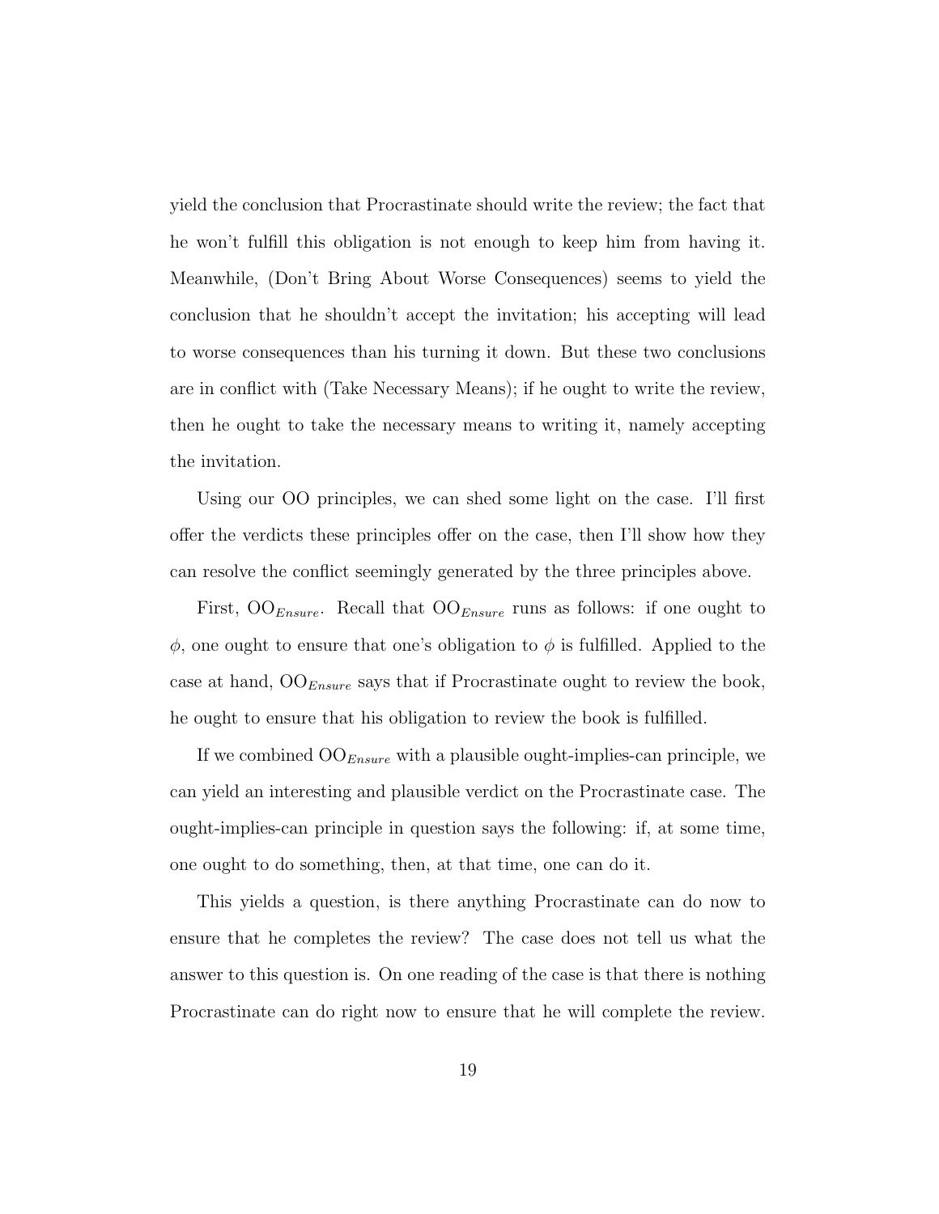yield the conclusion that Procrastinate should write the review; the fact that he won't fulfill this obligation is not enough to keep him from having it. Meanwhile, (Don't Bring About Worse Consequences) seems to yield the conclusion that he shouldn't accept the invitation; his accepting will lead to worse consequences than his turning it down. But these two conclusions are in conflict with (Take Necessary Means); if he ought to write the review, then he ought to take the necessary means to writing it, namely accepting the invitation.

Using our OO principles, we can shed some light on the case. I'll first offer the verdicts these principles offer on the case, then I'll show how they can resolve the conflict seemingly generated by the three principles above.

First, $\mathrm{OO}_{Ensure}$. Recall that $\mathrm{OO}_{Ensure}$ runs as follows: if one ought to $\phi$, one ought to ensure that one's obligation to $\phi$ is fulfilled. Applied to the case at hand, $\mathrm{OO}_{Ensure}$ says that if Procrastinate ought to review the book, he ought to ensure that his obligation to review the book is fulfilled.

If we combined $\mathrm{OO}_{Ensure}$ with a plausible ought-implies-can principle, we can yield an interesting and plausible verdict on the Procrastinate case. The ought-implies-can principle in question says the following: if, at some time, one ought to do something, then, at that time, one can do it.

This yields a question, is there anything Procrastinate can do now to ensure that he completes the review? The case does not tell us what the answer to this question is. On one reading of the case is that there is nothing Procrastinate can do right now to ensure that he will complete the review.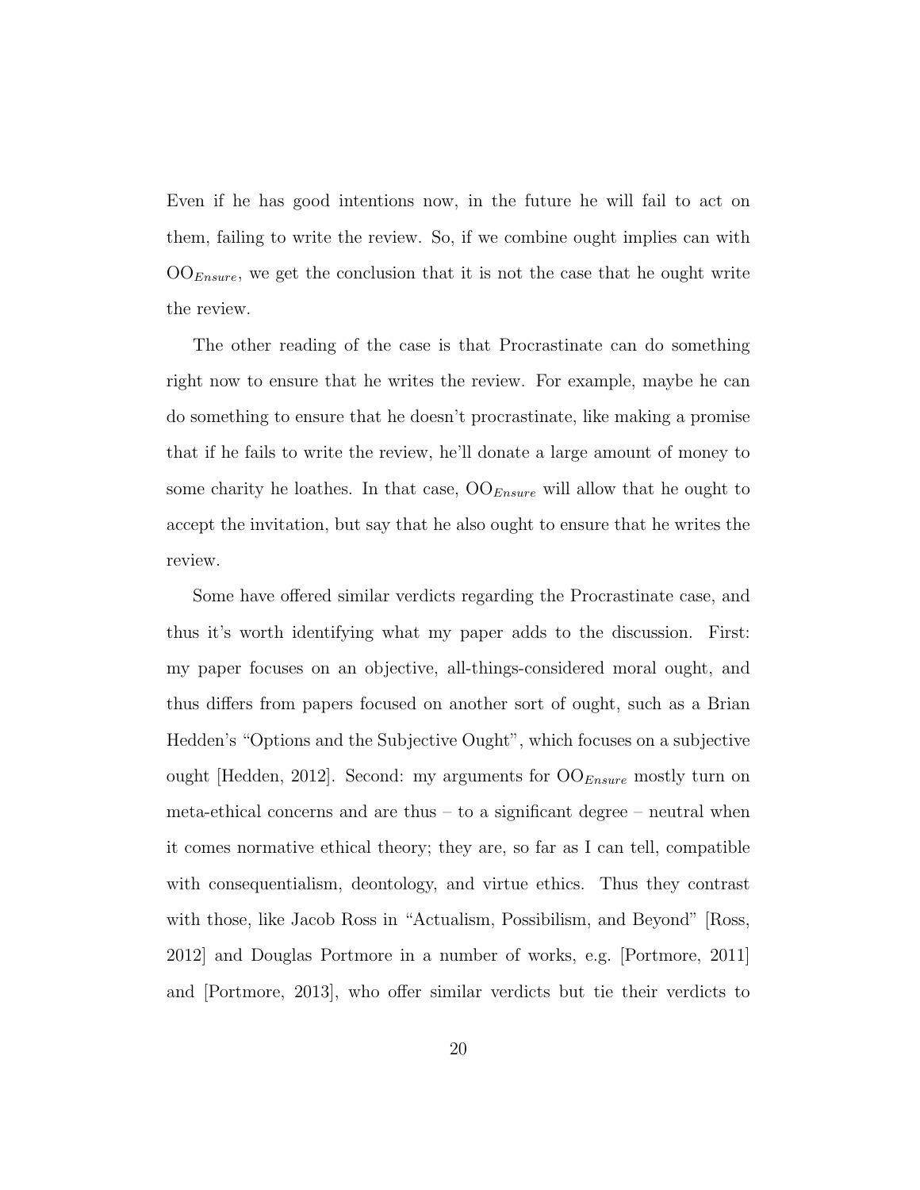Even if he has good intentions now, in the future he will fail to act on them, failing to write the review. So, if we combine ought implies can with $OO_{Ensure}$, we get the conclusion that it is not the case that he ought write the review.

The other reading of the case is that Procrastinate can do something right now to ensure that he writes the review. For example, maybe he can do something to ensure that he doesn't procrastinate, like making a promise that if he fails to write the review, he'll donate a large amount of money to some charity he loathes. In that case, $OO_{Ensure}$ will allow that he ought to accept the invitation, but say that he also ought to ensure that he writes the review.

Some have offered similar verdicts regarding the Procrastinate case, and thus it's worth identifying what my paper adds to the discussion. First: my paper focuses on an objective, all-things-considered moral ought, and thus differs from papers focused on another sort of ought, such as a Brian Hedden's "Options and the Subjective Ought", which focuses on a subjective ought [Hedden, 2012]. Second: my arguments for $OO_{Ensure}$ mostly turn on meta-ethical concerns and are thus – to a significant degree – neutral when it comes normative ethical theory; they are, so far as I can tell, compatible with consequentialism, deontology, and virtue ethics. Thus they contrast with those, like Jacob Ross in "Actualism, Possibilism, and Beyond" [Ross, 2012] and Douglas Portmore in a number of works, e.g. [Portmore, 2011] and [Portmore, 2013], who offer similar verdicts but tie their verdicts to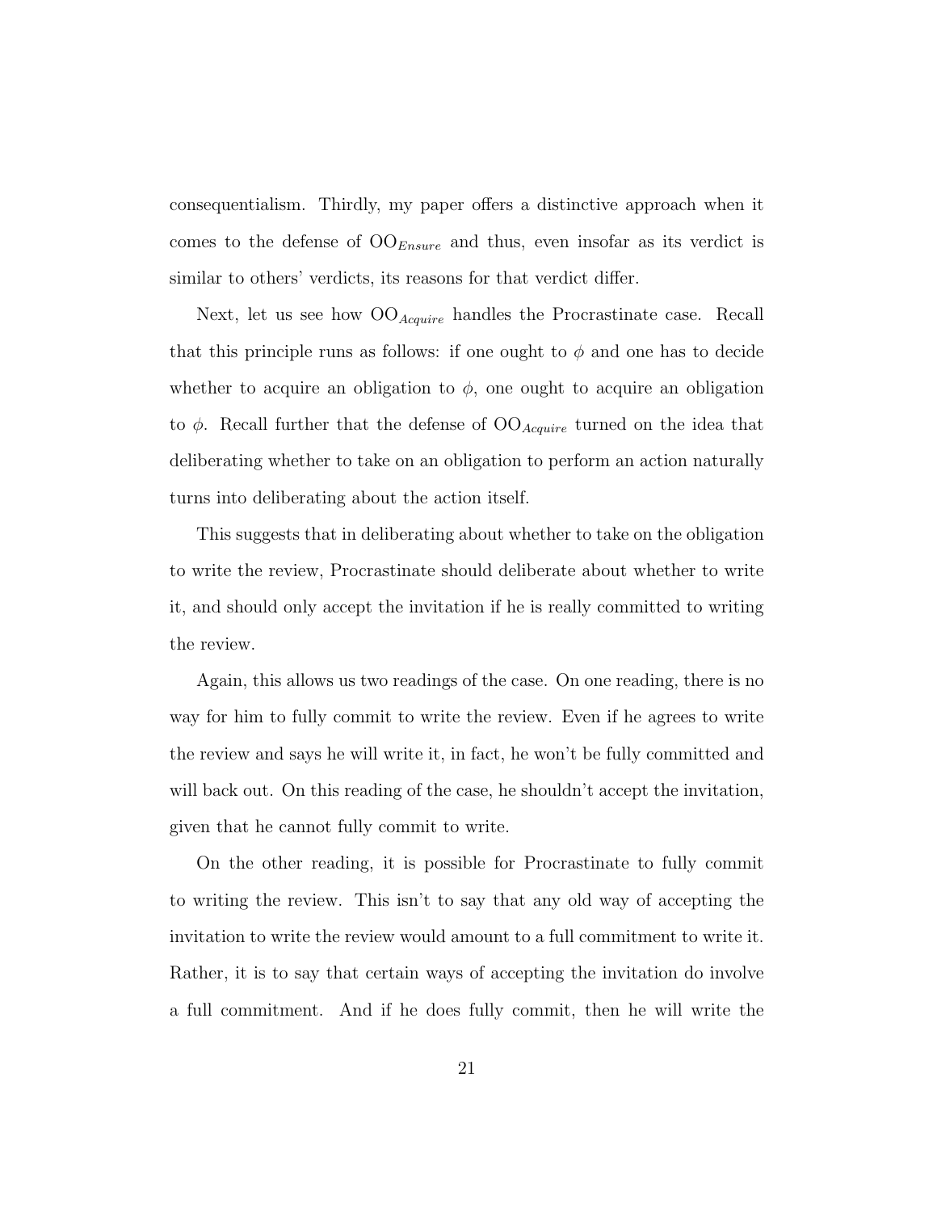consequentialism. Thirdly, my paper offers a distinctive approach when it comes to the defense of $\text{OO}_{Ensure}$ and thus, even insofar as its verdict is similar to others' verdicts, its reasons for that verdict differ.

Next, let us see how $\text{OO}_{Acquire}$ handles the Procrastinate case. Recall that this principle runs as follows: if one ought to $\phi$ and one has to decide whether to acquire an obligation to $\phi$, one ought to acquire an obligation to $\phi$. Recall further that the defense of $\text{OO}_{Acquire}$ turned on the idea that deliberating whether to take on an obligation to perform an action naturally turns into deliberating about the action itself.

This suggests that in deliberating about whether to take on the obligation to write the review, Procrastinate should deliberate about whether to write it, and should only accept the invitation if he is really committed to writing the review.

Again, this allows us two readings of the case. On one reading, there is no way for him to fully commit to write the review. Even if he agrees to write the review and says he will write it, in fact, he won't be fully committed and will back out. On this reading of the case, he shouldn't accept the invitation, given that he cannot fully commit to write.

On the other reading, it is possible for Procrastinate to fully commit to writing the review. This isn't to say that any old way of accepting the invitation to write the review would amount to a full commitment to write it. Rather, it is to say that certain ways of accepting the invitation do involve a full commitment. And if he does fully commit, then he will write the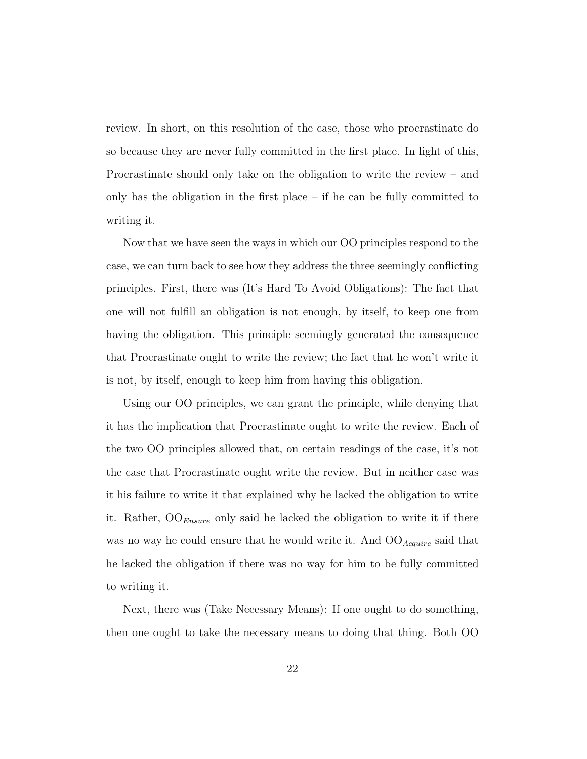review. In short, on this resolution of the case, those who procrastinate do so because they are never fully committed in the first place. In light of this, Procrastinate should only take on the obligation to write the review – and only has the obligation in the first place – if he can be fully committed to writing it.

Now that we have seen the ways in which our OO principles respond to the case, we can turn back to see how they address the three seemingly conflicting principles. First, there was (It's Hard To Avoid Obligations): The fact that one will not fulfill an obligation is not enough, by itself, to keep one from having the obligation. This principle seemingly generated the consequence that Procrastinate ought to write the review; the fact that he won't write it is not, by itself, enough to keep him from having this obligation.

Using our OO principles, we can grant the principle, while denying that it has the implication that Procrastinate ought to write the review. Each of the two OO principles allowed that, on certain readings of the case, it's not the case that Procrastinate ought write the review. But in neither case was it his failure to write it that explained why he lacked the obligation to write it. Rather, $OO_{Ensure}$ only said he lacked the obligation to write it if there was no way he could ensure that he would write it. And $OO_{Acquire}$ said that he lacked the obligation if there was no way for him to be fully committed to writing it.

Next, there was (Take Necessary Means): If one ought to do something, then one ought to take the necessary means to doing that thing. Both OO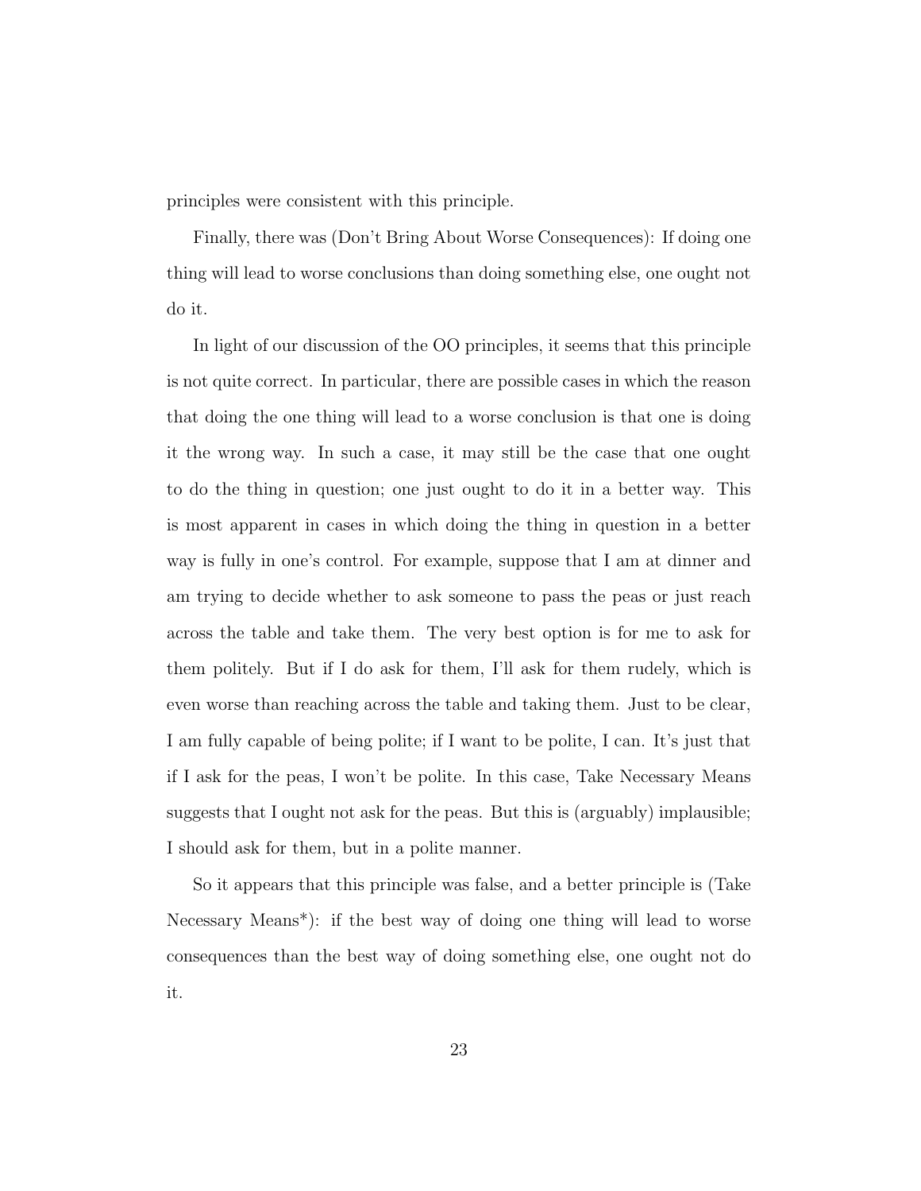principles were consistent with this principle.

Finally, there was (Don't Bring About Worse Consequences): If doing one thing will lead to worse conclusions than doing something else, one ought not do it.

In light of our discussion of the OO principles, it seems that this principle is not quite correct. In particular, there are possible cases in which the reason that doing the one thing will lead to a worse conclusion is that one is doing it the wrong way. In such a case, it may still be the case that one ought to do the thing in question; one just ought to do it in a better way. This is most apparent in cases in which doing the thing in question in a better way is fully in one's control. For example, suppose that I am at dinner and am trying to decide whether to ask someone to pass the peas or just reach across the table and take them. The very best option is for me to ask for them politely. But if I do ask for them, I'll ask for them rudely, which is even worse than reaching across the table and taking them. Just to be clear, I am fully capable of being polite; if I want to be polite, I can. It's just that if I ask for the peas, I won't be polite. In this case, Take Necessary Means suggests that I ought not ask for the peas. But this is (arguably) implausible; I should ask for them, but in a polite manner.

So it appears that this principle was false, and a better principle is (Take Necessary Means*): if the best way of doing one thing will lead to worse consequences than the best way of doing something else, one ought not do it.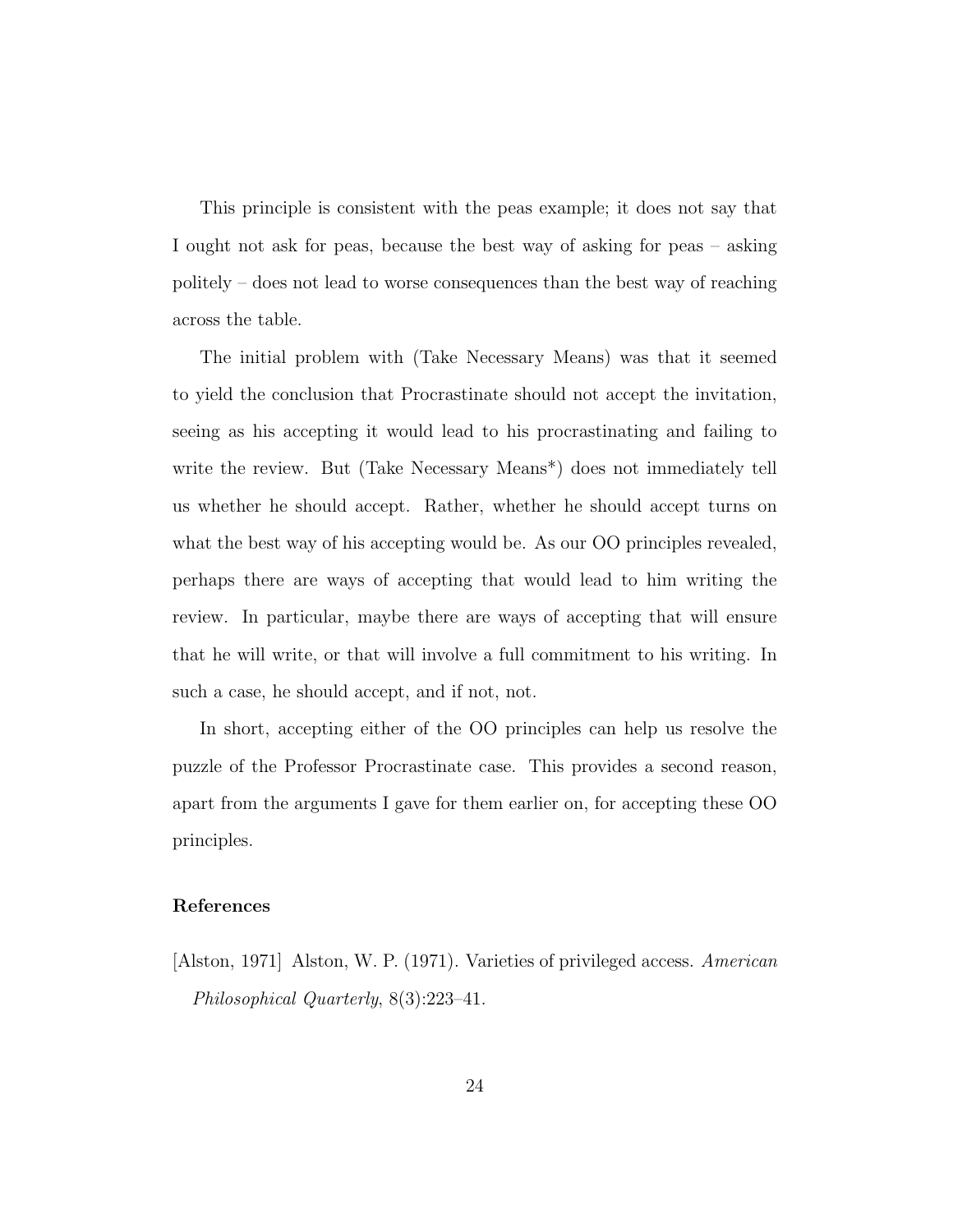This principle is consistent with the peas example; it does not say that I ought not ask for peas, because the best way of asking for peas – asking politely – does not lead to worse consequences than the best way of reaching across the table.

The initial problem with (Take Necessary Means) was that it seemed to yield the conclusion that Procrastinate should not accept the invitation, seeing as his accepting it would lead to his procrastinating and failing to write the review. But (Take Necessary Means*) does not immediately tell us whether he should accept. Rather, whether he should accept turns on what the best way of his accepting would be. As our OO principles revealed, perhaps there are ways of accepting that would lead to him writing the review. In particular, maybe there are ways of accepting that will ensure that he will write, or that will involve a full commitment to his writing. In such a case, he should accept, and if not, not.

In short, accepting either of the OO principles can help us resolve the puzzle of the Professor Procrastinate case. This provides a second reason, apart from the arguments I gave for them earlier on, for accepting these OO principles.

## References

[Alston, 1971] Alston, W. P. (1971). Varieties of privileged access. *American Philosophical Quarterly*, 8(3):223–41.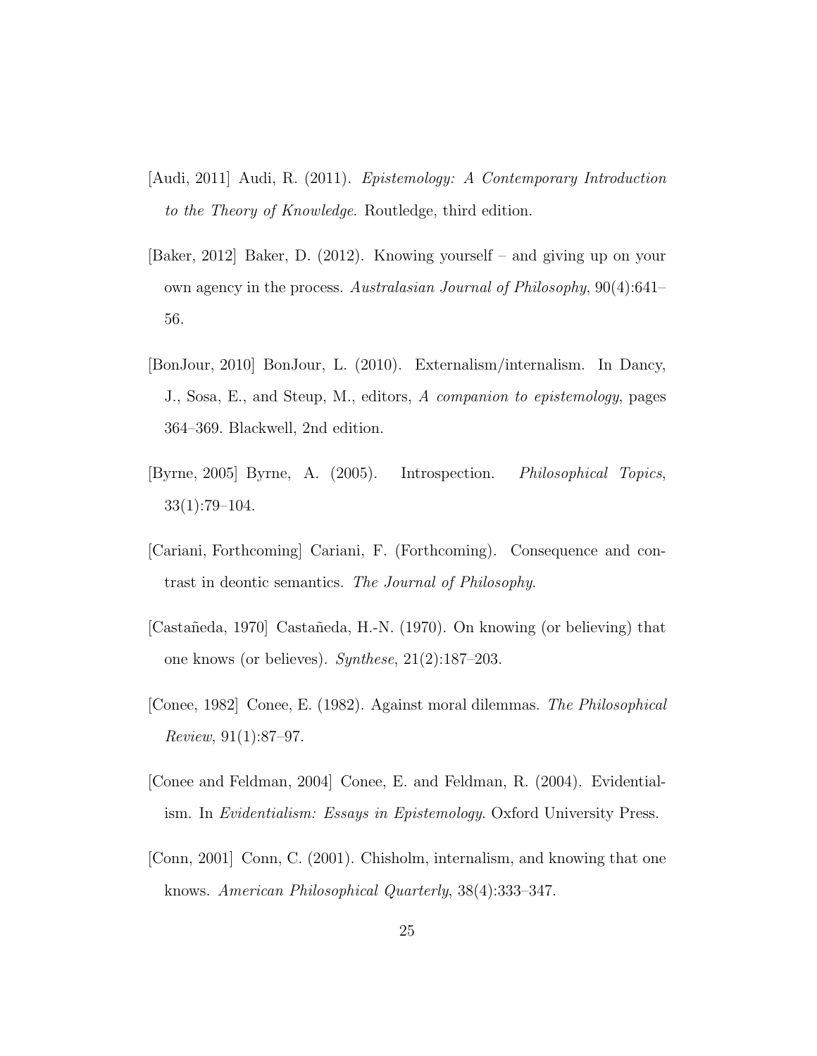[Audi, 2011] Audi, R. (2011). *Epistemology: A Contemporary Introduction to the Theory of Knowledge*. Routledge, third edition.

[Baker, 2012] Baker, D. (2012). Knowing yourself – and giving up on your own agency in the process. *Australasian Journal of Philosophy*, 90(4):641–56.

[BonJour, 2010] BonJour, L. (2010). Externalism/internalism. In Dancy, J., Sosa, E., and Steup, M., editors, *A companion to epistemology*, pages 364–369. Blackwell, 2nd edition.

[Byrne, 2005] Byrne, A. (2005). Introspection. *Philosophical Topics*, 33(1):79–104.

[Cariani, Forthcoming] Cariani, F. (Forthcoming). Consequence and contrast in deontic semantics. *The Journal of Philosophy*.

[Castañeda, 1970] Castañeda, H.-N. (1970). On knowing (or believing) that one knows (or believes). *Synthese*, 21(2):187–203.

[Conee, 1982] Conee, E. (1982). Against moral dilemmas. *The Philosophical Review*, 91(1):87–97.

[Conee and Feldman, 2004] Conee, E. and Feldman, R. (2004). Evidentialism. In *Evidentialism: Essays in Epistemology*. Oxford University Press.

[Conn, 2001] Conn, C. (2001). Chisholm, internalism, and knowing that one knows. *American Philosophical Quarterly*, 38(4):333–347.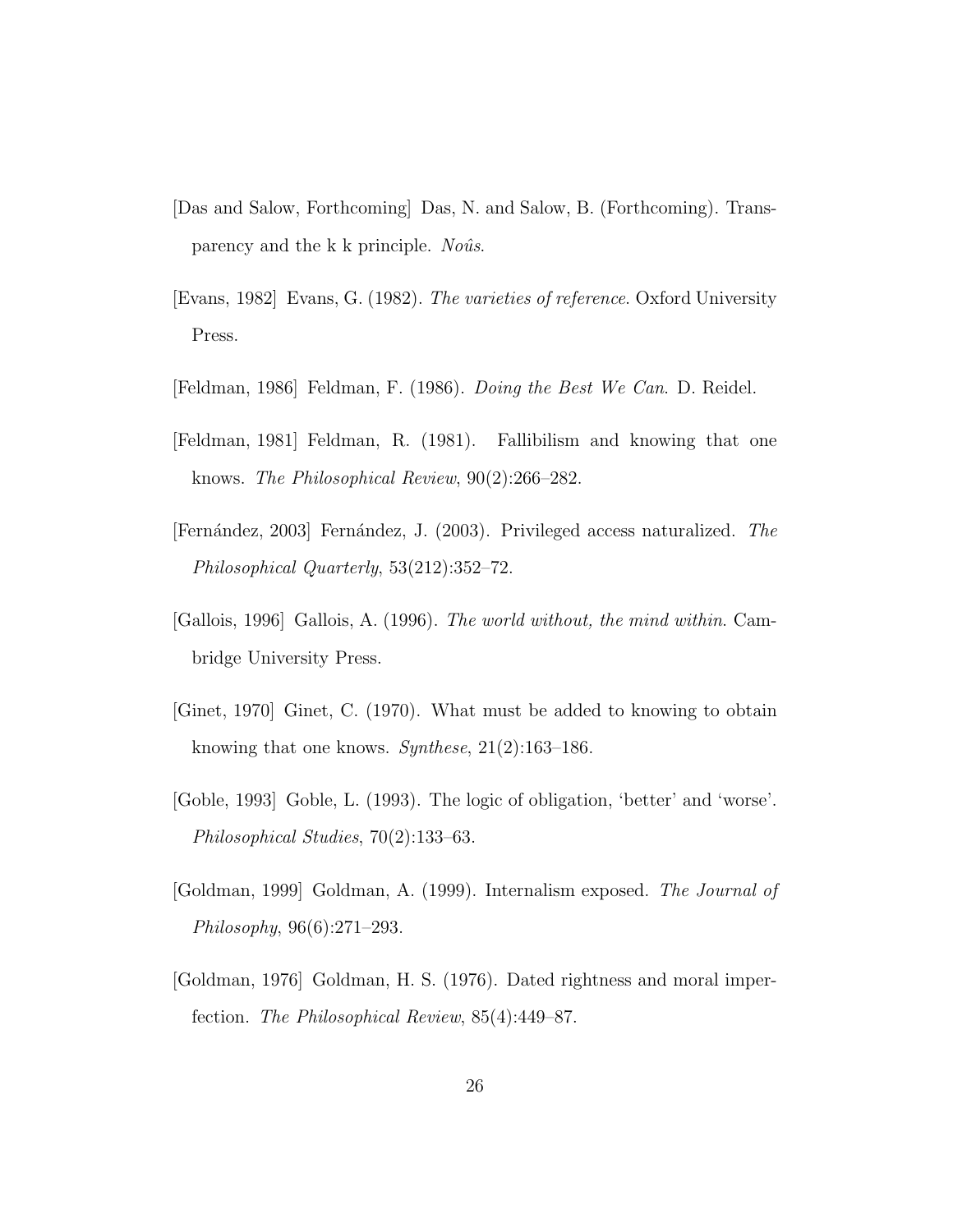[Das and Salow, Forthcoming] Das, N. and Salow, B. (Forthcoming). Transparency and the k k principle. *Noûs*.

[Evans, 1982] Evans, G. (1982). *The varieties of reference*. Oxford University Press.

[Feldman, 1986] Feldman, F. (1986). *Doing the Best We Can*. D. Reidel.

[Feldman, 1981] Feldman, R. (1981). Fallibilism and knowing that one knows. *The Philosophical Review*, 90(2):266–282.

[Fernández, 2003] Fernández, J. (2003). Privileged access naturalized. *The Philosophical Quarterly*, 53(212):352–72.

[Gallois, 1996] Gallois, A. (1996). *The world without, the mind within*. Cambridge University Press.

[Ginet, 1970] Ginet, C. (1970). What must be added to knowing to obtain knowing that one knows. *Synthese*, 21(2):163–186.

[Goble, 1993] Goble, L. (1993). The logic of obligation, 'better' and 'worse'. *Philosophical Studies*, 70(2):133–63.

[Goldman, 1999] Goldman, A. (1999). Internalism exposed. *The Journal of Philosophy*, 96(6):271–293.

[Goldman, 1976] Goldman, H. S. (1976). Dated rightness and moral imperfection. *The Philosophical Review*, 85(4):449–87.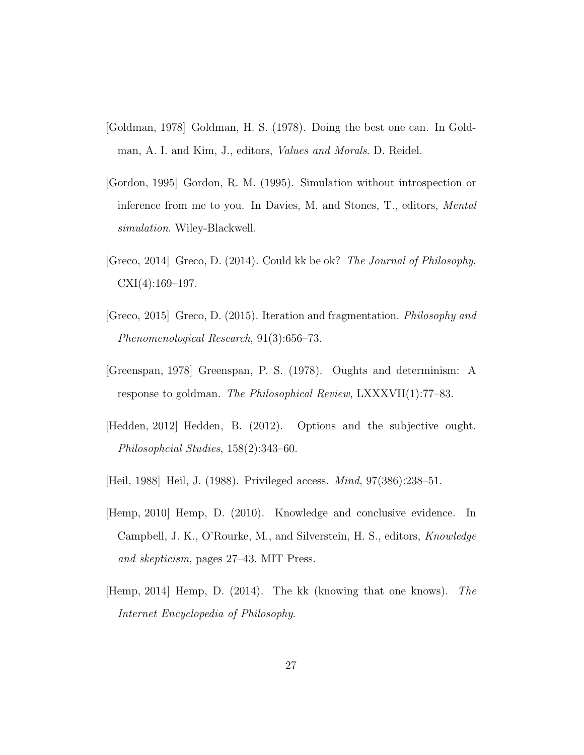[Goldman, 1978] Goldman, H. S. (1978). Doing the best one can. In Goldman, A. I. and Kim, J., editors, *Values and Morals*. D. Reidel.

[Gordon, 1995] Gordon, R. M. (1995). Simulation without introspection or inference from me to you. In Davies, M. and Stones, T., editors, *Mental simulation*. Wiley-Blackwell.

[Greco, 2014] Greco, D. (2014). Could kk be ok? *The Journal of Philosophy*, CXI(4):169–197.

[Greco, 2015] Greco, D. (2015). Iteration and fragmentation. *Philosophy and Phenomenological Research*, 91(3):656–73.

[Greenspan, 1978] Greenspan, P. S. (1978). Oughts and determinism: A response to goldman. *The Philosophical Review*, LXXXVII(1):77–83.

[Hedden, 2012] Hedden, B. (2012). Options and the subjective ought. *Philosophcial Studies*, 158(2):343–60.

[Heil, 1988] Heil, J. (1988). Privileged access. *Mind*, 97(386):238–51.

[Hemp, 2010] Hemp, D. (2010). Knowledge and conclusive evidence. In Campbell, J. K., O'Rourke, M., and Silverstein, H. S., editors, *Knowledge and skepticism*, pages 27–43. MIT Press.

[Hemp, 2014] Hemp, D. (2014). The kk (knowing that one knows). *The Internet Encyclopedia of Philosophy*.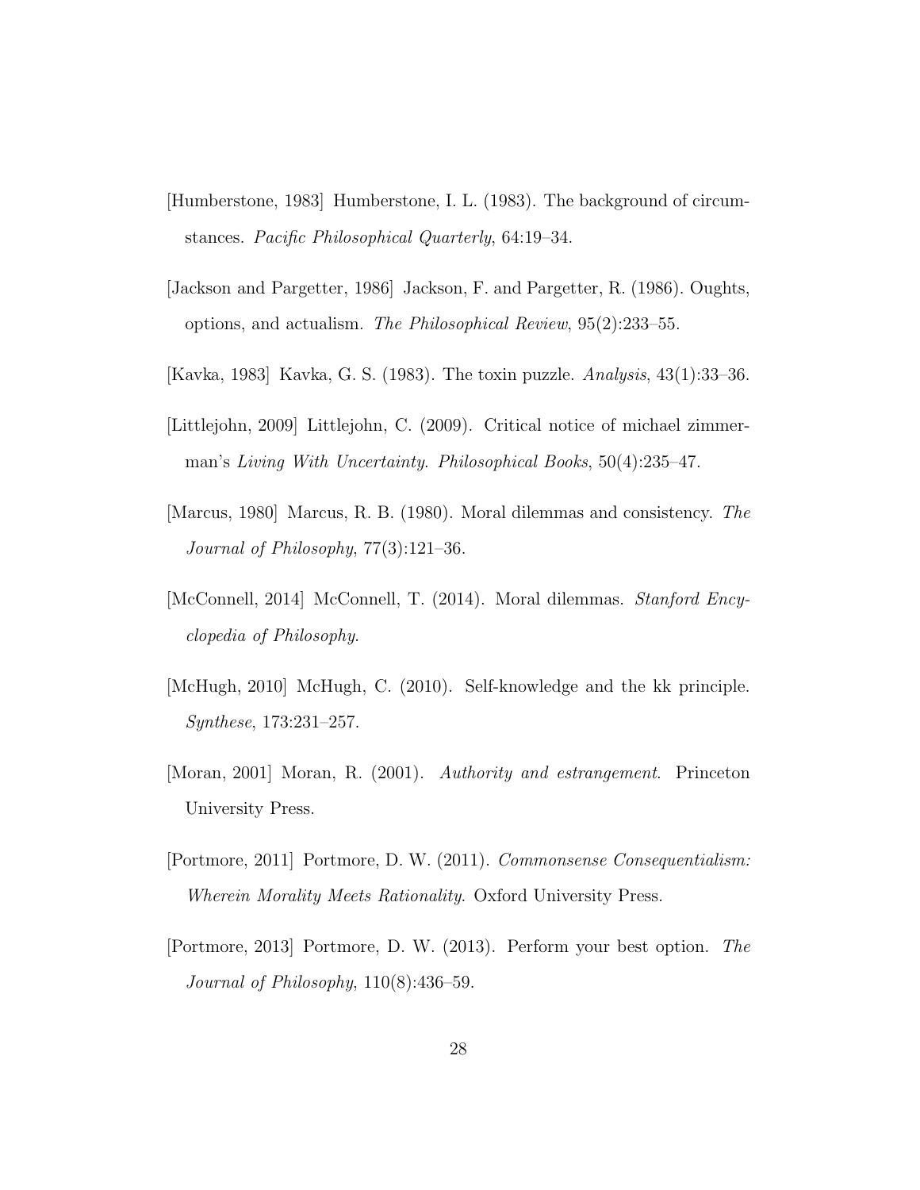[Humberstone, 1983] Humberstone, I. L. (1983). The background of circumstances. *Pacific Philosophical Quarterly*, 64:19–34.

[Jackson and Pargetter, 1986] Jackson, F. and Pargetter, R. (1986). Oughts, options, and actualism. *The Philosophical Review*, 95(2):233–55.

[Kavka, 1983] Kavka, G. S. (1983). The toxin puzzle. *Analysis*, 43(1):33–36.

[Littlejohn, 2009] Littlejohn, C. (2009). Critical notice of michael zimmerman's *Living With Uncertainty*. *Philosophical Books*, 50(4):235–47.

[Marcus, 1980] Marcus, R. B. (1980). Moral dilemmas and consistency. *The Journal of Philosophy*, 77(3):121–36.

[McConnell, 2014] McConnell, T. (2014). Moral dilemmas. *Stanford Encyclopedia of Philosophy*.

[McHugh, 2010] McHugh, C. (2010). Self-knowledge and the kk principle. *Synthese*, 173:231–257.

[Moran, 2001] Moran, R. (2001). *Authority and estrangement*. Princeton University Press.

[Portmore, 2011] Portmore, D. W. (2011). *Commonsense Consequentialism: Wherein Morality Meets Rationality*. Oxford University Press.

[Portmore, 2013] Portmore, D. W. (2013). Perform your best option. *The Journal of Philosophy*, 110(8):436–59.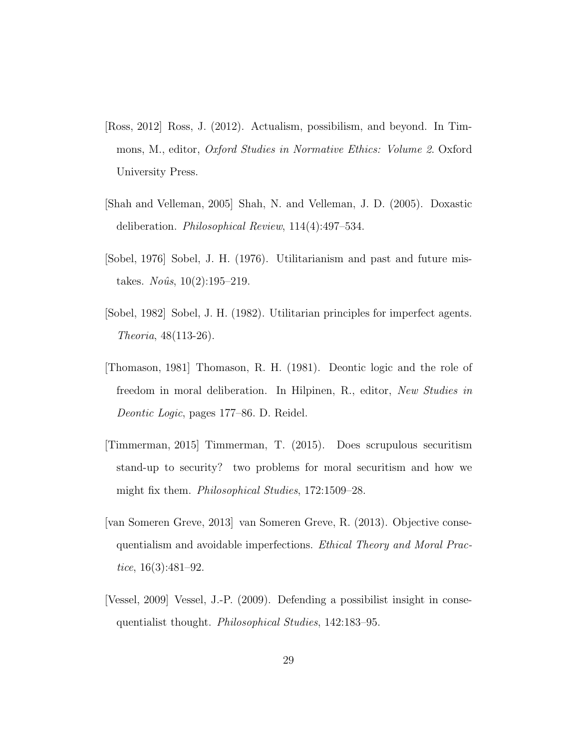[Ross, 2012] Ross, J. (2012). Actualism, possibilism, and beyond. In Timmons, M., editor, *Oxford Studies in Normative Ethics: Volume 2*. Oxford University Press.

[Shah and Velleman, 2005] Shah, N. and Velleman, J. D. (2005). Doxastic deliberation. *Philosophical Review*, 114(4):497–534.

[Sobel, 1976] Sobel, J. H. (1976). Utilitarianism and past and future mistakes. *Noûs*, 10(2):195–219.

[Sobel, 1982] Sobel, J. H. (1982). Utilitarian principles for imperfect agents. *Theoria*, 48(113-26).

[Thomason, 1981] Thomason, R. H. (1981). Deontic logic and the role of freedom in moral deliberation. In Hilpinen, R., editor, *New Studies in Deontic Logic*, pages 177–86. D. Reidel.

[Timmerman, 2015] Timmerman, T. (2015). Does scrupulous securitism stand-up to security? two problems for moral securitism and how we might fix them. *Philosophical Studies*, 172:1509–28.

[van Someren Greve, 2013] van Someren Greve, R. (2013). Objective consequentialism and avoidable imperfections. *Ethical Theory and Moral Practice*, 16(3):481–92.

[Vessel, 2009] Vessel, J.-P. (2009). Defending a possibilist insight in consequentialist thought. *Philosophical Studies*, 142:183–95.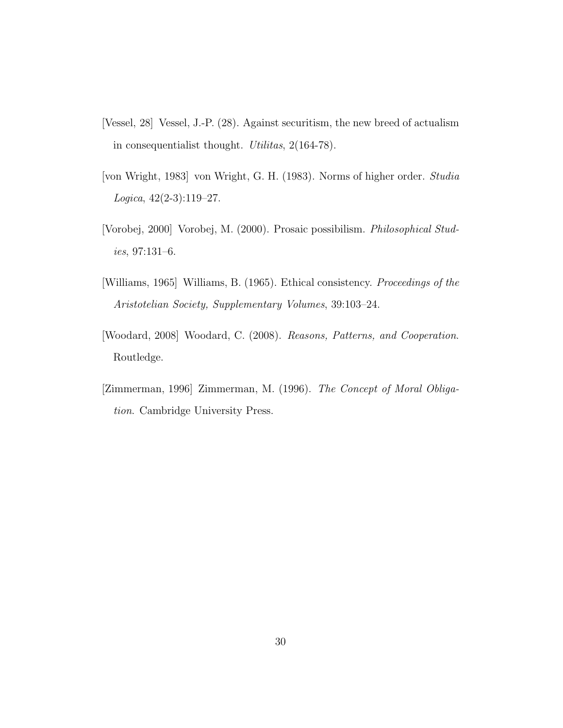[Vessel, 28] Vessel, J.-P. (28). Against securitism, the new breed of actualism in consequentialist thought. *Utilitas*, 2(164-78).

[von Wright, 1983] von Wright, G. H. (1983). Norms of higher order. *Studia Logica*, 42(2-3):119–27.

[Vorobej, 2000] Vorobej, M. (2000). Prosaic possibilism. *Philosophical Studies*, 97:131–6.

[Williams, 1965] Williams, B. (1965). Ethical consistency. *Proceedings of the Aristotelian Society, Supplementary Volumes*, 39:103–24.

[Woodard, 2008] Woodard, C. (2008). *Reasons, Patterns, and Cooperation*. Routledge.

[Zimmerman, 1996] Zimmerman, M. (1996). *The Concept of Moral Obligation*. Cambridge University Press.